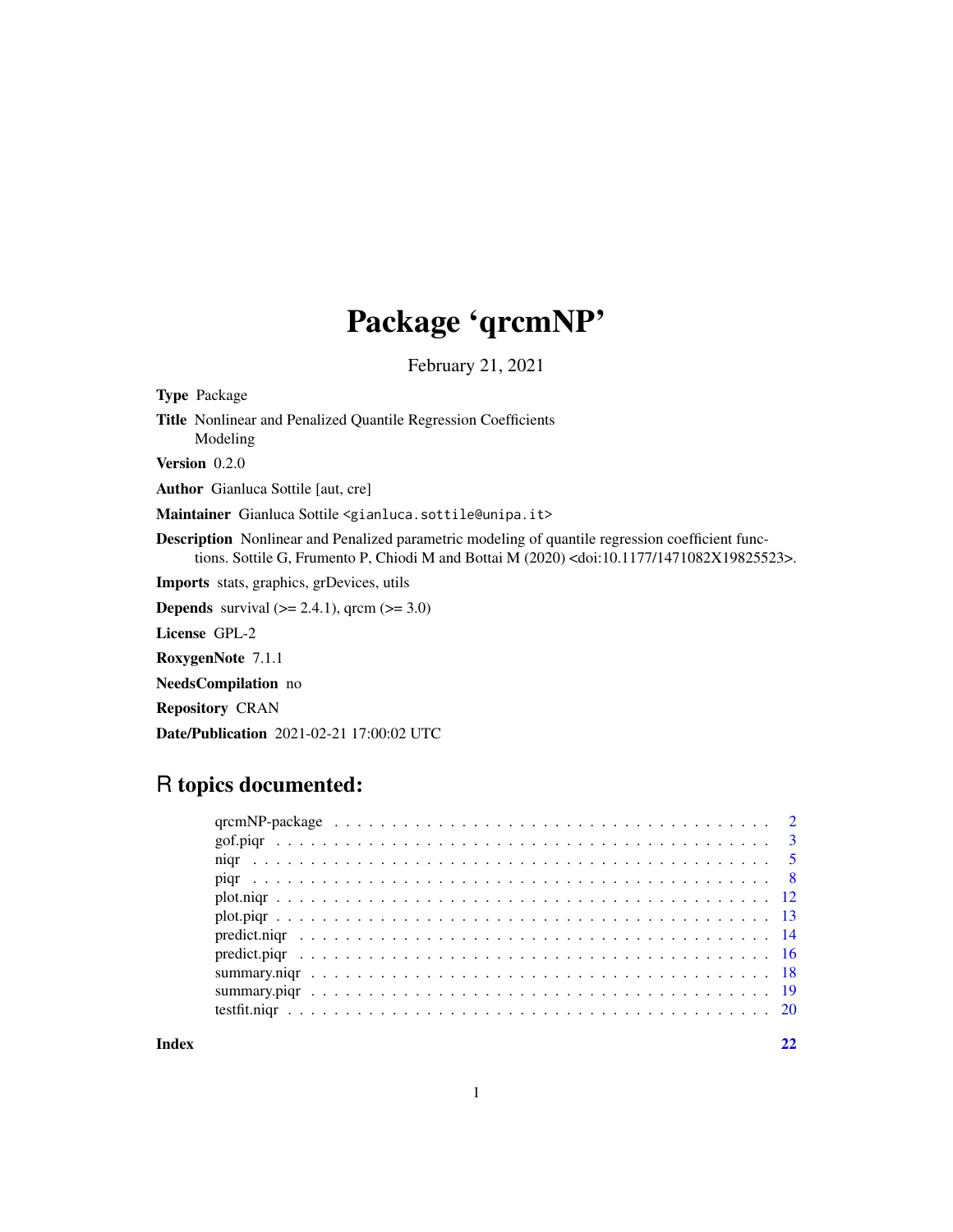# Package 'qrcmNP'

February 21, 2021

**Type** Package

**Title** Nonlinear and Penalized Quantile Regression Coefficients Modeling

**Version** 0.2.0

**Author** Gianluca Sottile [aut, cre]

**Maintainer** Gianluca Sottile <gianluca.sottile@unipa.it>

**Description** Nonlinear and Penalized parametric modeling of quantile regression coefficient functions. Sottile G, Frumento P, Chiodi M and Bottai M (2020) <doi:10.1177/1471082X19825523>.

**Imports** stats, graphics, grDevices, utils

**Depends** survival (>= 2.4.1), qrcm (>= 3.0)

**License** GPL-2

**RoxygenNote** 7.1.1

**NeedsCompilation** no

**Repository** CRAN

**Date/Publication** 2021-02-21 17:00:02 UTC

## R topics documented:

| | |
|---|---|
| qrcmNP-package | 2 |
| gof.piqr | 3 |
| niqr | 5 |
| piqr | 8 |
| plot.niqr | 12 |
| plot.piqr | 13 |
| predict.niqr | 14 |
| predict.piqr | 16 |
| summary.niqr | 18 |
| summary.piqr | 19 |
| testfit.niqr | 20 |
| **Index** | **22** |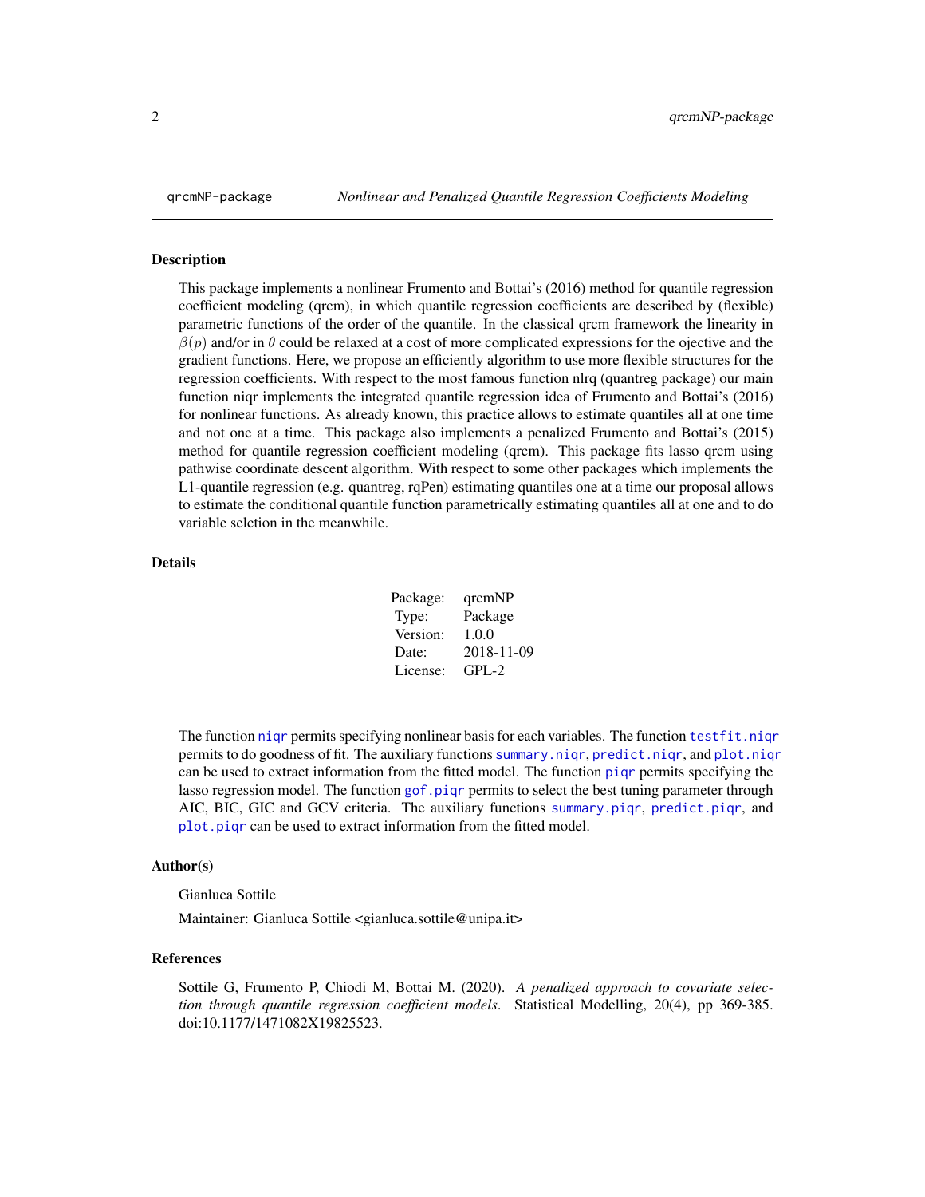qrcmNP-package *Nonlinear and Penalized Quantile Regression Coefficients Modeling*

## Description

This package implements a nonlinear Frumento and Bottai's (2016) method for quantile regression coefficient modeling (qrcm), in which quantile regression coefficients are described by (flexible) parametric functions of the order of the quantile. In the classical qrcm framework the linearity in $\beta(p)$ and/or in $\theta$ could be relaxed at a cost of more complicated expressions for the ojective and the gradient functions. Here, we propose an efficiently algorithm to use more flexible structures for the regression coefficients. With respect to the most famous function nlrq (quantreg package) our main function niqr implements the integrated quantile regression idea of Frumento and Bottai's (2016) for nonlinear functions. As already known, this practice allows to estimate quantiles all at one time and not one at a time. This package also implements a penalized Frumento and Bottai's (2015) method for quantile regression coefficient modeling (qrcm). This package fits lasso qrcm using pathwise coordinate descent algorithm. With respect to some other packages which implements the L1-quantile regression (e.g. quantreg, rqPen) estimating quantiles one at a time our proposal allows to estimate the conditional quantile function parametrically estimating quantiles all at one and to do variable selction in the meanwhile.

## Details

| | |
|---|---|
| Package: | qrcmNP |
| Type: | Package |
| Version: | 1.0.0 |
| Date: | 2018-11-09 |
| License: | GPL-2 |

The function `niqr` permits specifying nonlinear basis for each variables. The function `testfit.niqr` permits to do goodness of fit. The auxiliary functions `summary.niqr`, `predict.niqr`, and `plot.niqr` can be used to extract information from the fitted model. The function `piqr` permits specifying the lasso regression model. The function `gof.piqr` permits to select the best tuning parameter through AIC, BIC, GIC and GCV criteria. The auxiliary functions `summary.piqr`, `predict.piqr`, and `plot.piqr` can be used to extract information from the fitted model.

## Author(s)

Gianluca Sottile

Maintainer: Gianluca Sottile <gianluca.sottile@unipa.it>

## References

Sottile G, Frumento P, Chiodi M, Bottai M. (2020). *A penalized approach to covariate selection through quantile regression coefficient models*. Statistical Modelling, 20(4), pp 369-385. doi:10.1177/1471082X19825523.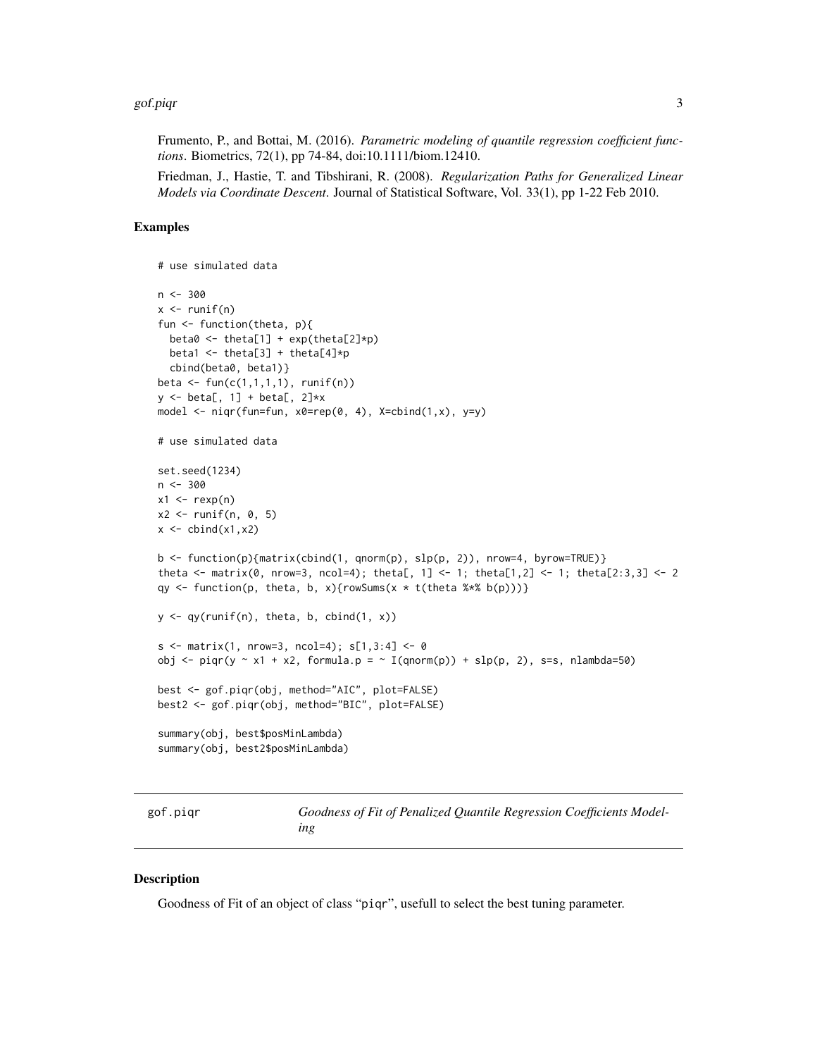Frumento, P., and Bottai, M. (2016). *Parametric modeling of quantile regression coefficient functions*. Biometrics, 72(1), pp 74-84, doi:10.1111/biom.12410.

Friedman, J., Hastie, T. and Tibshirani, R. (2008). *Regularization Paths for Generalized Linear Models via Coordinate Descent*. Journal of Statistical Software, Vol. 33(1), pp 1-22 Feb 2010.

### Examples

```
# use simulated data

n <- 300
x <- runif(n)
fun <- function(theta, p){
  beta0 <- theta[1] + exp(theta[2]*p)
  beta1 <- theta[3] + theta[4]*p
  cbind(beta0, beta1)}
beta <- fun(c(1,1,1,1), runif(n))
y <- beta[, 1] + beta[, 2]*x
model <- niqr(fun=fun, x0=rep(0, 4), X=cbind(1,x), y=y)

# use simulated data

set.seed(1234)
n <- 300
x1 <- rexp(n)
x2 <- runif(n, 0, 5)
x <- cbind(x1,x2)

b <- function(p){matrix(cbind(1, qnorm(p), slp(p, 2)), nrow=4, byrow=TRUE)}
theta <- matrix(0, nrow=3, ncol=4); theta[, 1] <- 1; theta[1,2] <- 1; theta[2:3,3] <- 2
qy <- function(p, theta, b, x){rowSums(x * t(theta %*% b(p)))}

y <- qy(runif(n), theta, b, cbind(1, x))

s <- matrix(1, nrow=3, ncol=4); s[1,3:4] <- 0
obj <- piqr(y ~ x1 + x2, formula.p = ~ I(qnorm(p)) + slp(p, 2), s=s, nlambda=50)

best <- gof.piqr(obj, method="AIC", plot=FALSE)
best2 <- gof.piqr(obj, method="BIC", plot=FALSE)

summary(obj, best$posMinLambda)
summary(obj, best2$posMinLambda)
```

---

## gof.piqr — *Goodness of Fit of Penalized Quantile Regression Coefficients Modeling*

### Description

Goodness of Fit of an object of class "piqr", usefull to select the best tuning parameter.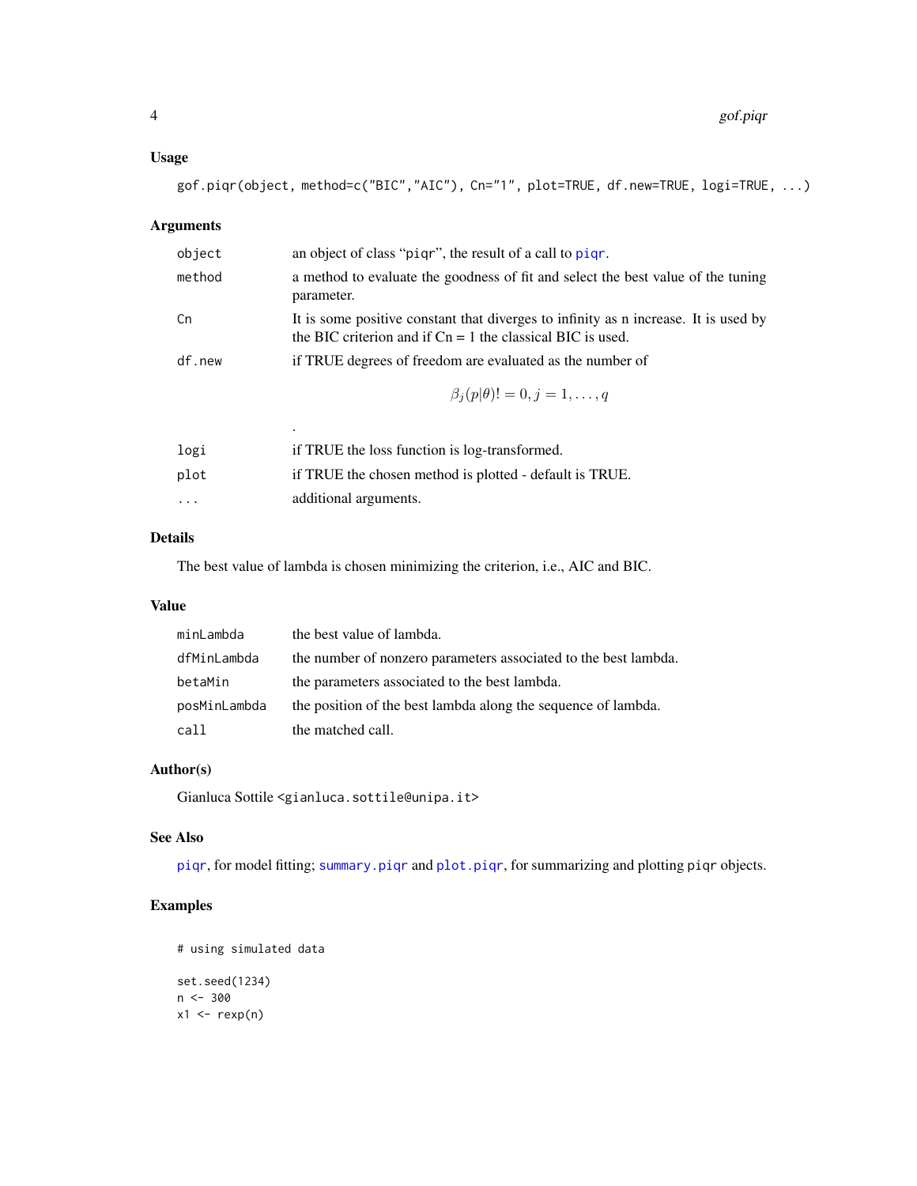### Usage

```
gof.piqr(object, method=c("BIC","AIC"), Cn="1", plot=TRUE, df.new=TRUE, logi=TRUE, ...)
```

### Arguments

| | |
|---|---|
| `object` | an object of class "piqr", the result of a call to `piqr`. |
| `method` | a method to evaluate the goodness of fit and select the best value of the tuning parameter. |
| `Cn` | It is some positive constant that diverges to infinity as n increase. It is used by the BIC criterion and if Cn = 1 the classical BIC is used. |
| `df.new` | if TRUE degrees of freedom are evaluated as the number of $$\beta_j(p\|\theta)! = 0, j = 1, \ldots, q$$ . |
| `logi` | if TRUE the loss function is log-transformed. |
| `plot` | if TRUE the chosen method is plotted - default is TRUE. |
| `...` | additional arguments. |

### Details

The best value of lambda is chosen minimizing the criterion, i.e., AIC and BIC.

### Value

| | |
|---|---|
| `minLambda` | the best value of lambda. |
| `dfMinLambda` | the number of nonzero parameters associated to the best lambda. |
| `betaMin` | the parameters associated to the best lambda. |
| `posMinLambda` | the position of the best lambda along the sequence of lambda. |
| `call` | the matched call. |

### Author(s)

Gianluca Sottile <gianluca.sottile@unipa.it>

### See Also

`piqr`, for model fitting; `summary.piqr` and `plot.piqr`, for summarizing and plotting `piqr` objects.

### Examples

```
# using simulated data

set.seed(1234)
n <- 300
x1 <- rexp(n)
```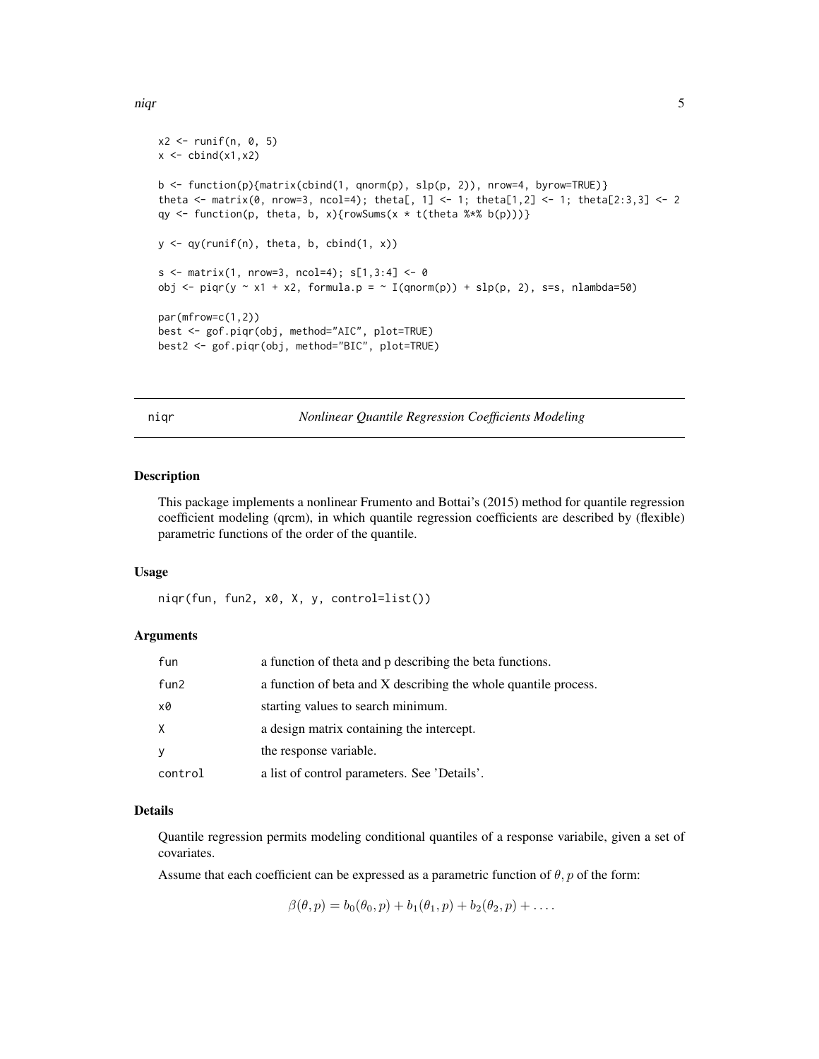```
x2 <- runif(n, 0, 5)
x <- cbind(x1,x2)

b <- function(p){matrix(cbind(1, qnorm(p), slp(p, 2)), nrow=4, byrow=TRUE)}
theta <- matrix(0, nrow=3, ncol=4); theta[, 1] <- 1; theta[1,2] <- 1; theta[2:3,3] <- 2
qy <- function(p, theta, b, x){rowSums(x * t(theta %*% b(p)))}

y <- qy(runif(n), theta, b, cbind(1, x))

s <- matrix(1, nrow=3, ncol=4); s[1,3:4] <- 0
obj <- piqr(y ~ x1 + x2, formula.p = ~ I(qnorm(p)) + slp(p, 2), s=s, nlambda=50)

par(mfrow=c(1,2))
best <- gof.piqr(obj, method="AIC", plot=TRUE)
best2 <- gof.piqr(obj, method="BIC", plot=TRUE)
```

---

## niqr — *Nonlinear Quantile Regression Coefficients Modeling*

### Description

This package implements a nonlinear Frumento and Bottai's (2015) method for quantile regression coefficient modeling (qrcm), in which quantile regression coefficients are described by (flexible) parametric functions of the order of the quantile.

### Usage

```
niqr(fun, fun2, x0, X, y, control=list())
```

### Arguments

| | |
|---|---|
| fun | a function of theta and p describing the beta functions. |
| fun2 | a function of beta and X describing the whole quantile process. |
| x0 | starting values to search minimum. |
| X | a design matrix containing the intercept. |
| y | the response variable. |
| control | a list of control parameters. See 'Details'. |

### Details

Quantile regression permits modeling conditional quantiles of a response variabile, given a set of covariates.

Assume that each coefficient can be expressed as a parametric function of $\theta, p$ of the form:

$$\beta(\theta, p) = b_0(\theta_0, p) + b_1(\theta_1, p) + b_2(\theta_2, p) + \ldots .$$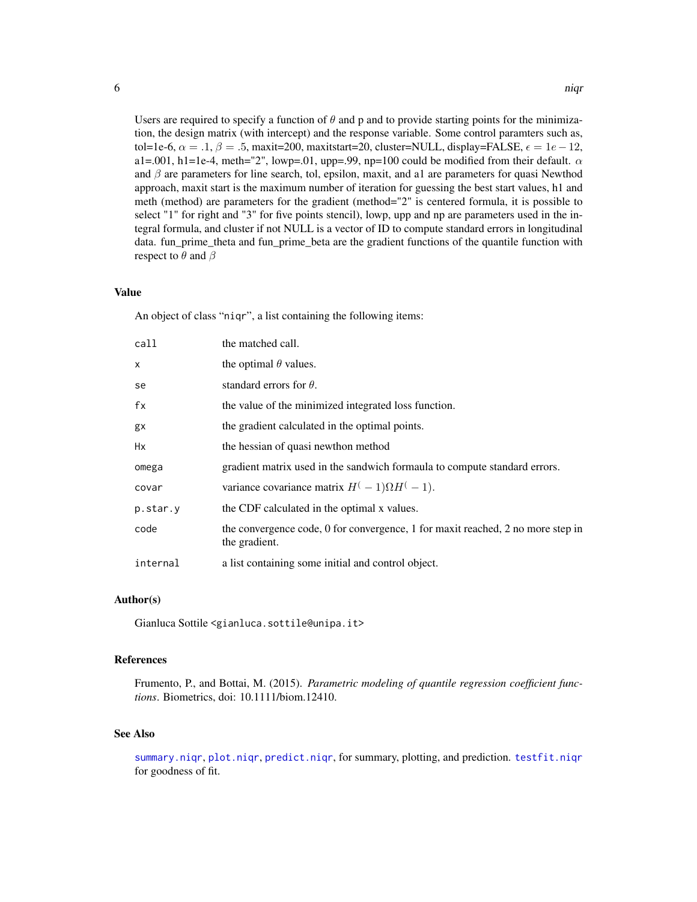Users are required to specify a function of $\theta$ and p and to provide starting points for the minimization, the design matrix (with intercept) and the response variable. Some control paramters such as, tol=1e-6, $\alpha = .1$, $\beta = .5$, maxit=200, maxitstart=20, cluster=NULL, display=FALSE, $\epsilon = 1e-12$, a1=.001, h1=1e-4, meth="2", lowp=.01, upp=.99, np=100 could be modified from their default. $\alpha$ and $\beta$ are parameters for line search, tol, epsilon, maxit, and a1 are parameters for quasi Newthod approach, maxit start is the maximum number of iteration for guessing the best start values, h1 and meth (method) are parameters for the gradient (method="2" is centered formula, it is possible to select "1" for right and "3" for five points stencil), lowp, upp and np are parameters used in the integral formula, and cluster if not NULL is a vector of ID to compute standard errors in longitudinal data. fun_prime_theta and fun_prime_beta are the gradient functions of the quantile function with respect to $\theta$ and $\beta$

## Value

An object of class "`niqr`", a list containing the following items:

| | |
|---|---|
| `call` | the matched call. |
| `x` | the optimal $\theta$ values. |
| `se` | standard errors for $\theta$. |
| `fx` | the value of the minimized integrated loss function. |
| `gx` | the gradient calculated in the optimal points. |
| `Hx` | the hessian of quasi newthon method |
| `omega` | gradient matrix used in the sandwich formaula to compute standard errors. |
| `covar` | variance covariance matrix $H^(-1)\Omega H^(-1)$. |
| `p.star.y` | the CDF calculated in the optimal x values. |
| `code` | the convergence code, 0 for convergence, 1 for maxit reached, 2 no more step in the gradient. |
| `internal` | a list containing some initial and control object. |

## Author(s)

Gianluca Sottile <gianluca.sottile@unipa.it>

## References

Frumento, P., and Bottai, M. (2015). *Parametric modeling of quantile regression coefficient functions*. Biometrics, doi: 10.1111/biom.12410.

## See Also

`summary.niqr`, `plot.niqr`, `predict.niqr`, for summary, plotting, and prediction. `testfit.niqr` for goodness of fit.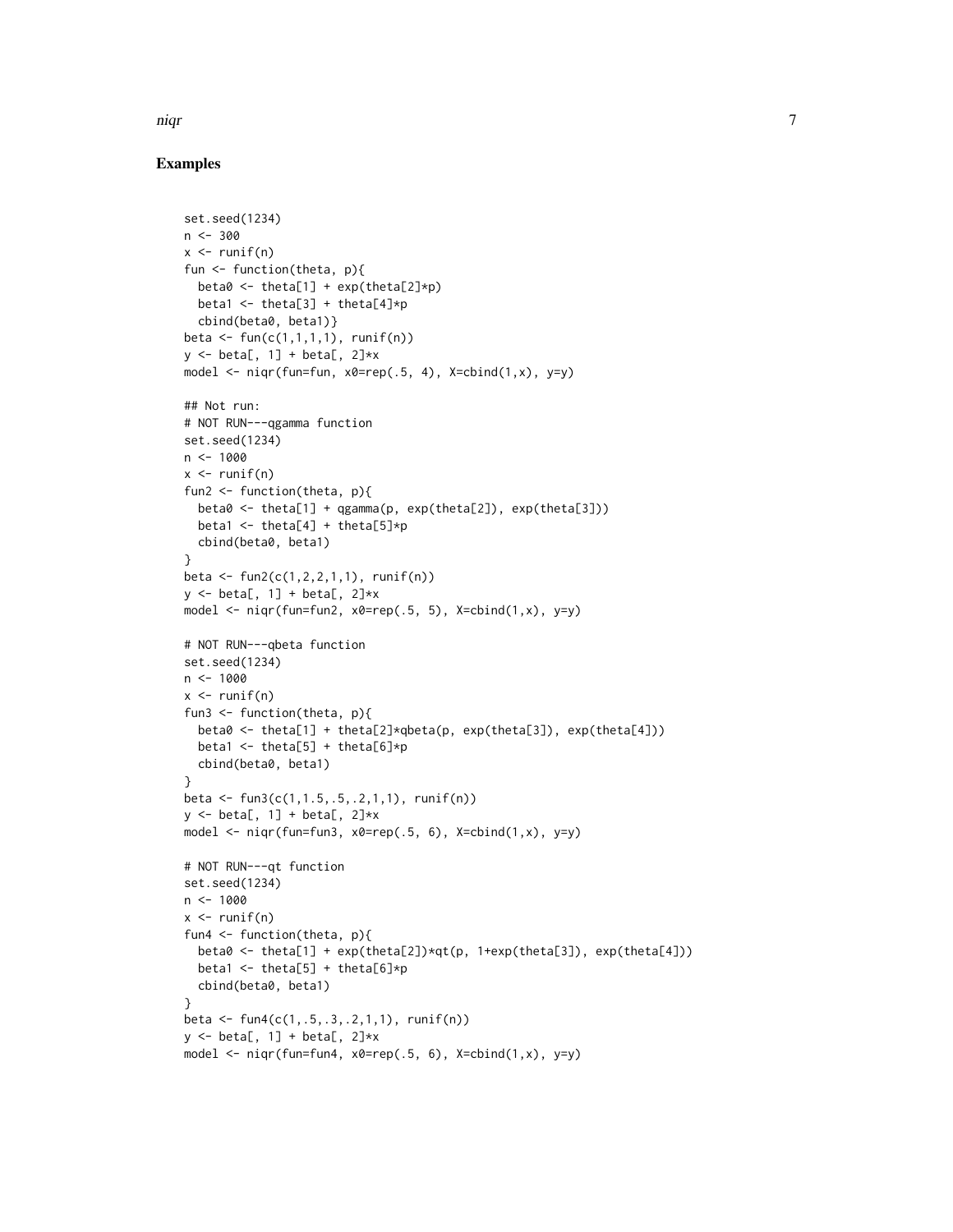## Examples

```
set.seed(1234)
n <- 300
x <- runif(n)
fun <- function(theta, p){
  beta0 <- theta[1] + exp(theta[2]*p)
  beta1 <- theta[3] + theta[4]*p
  cbind(beta0, beta1)}
beta <- fun(c(1,1,1,1), runif(n))
y <- beta[, 1] + beta[, 2]*x
model <- niqr(fun=fun, x0=rep(.5, 4), X=cbind(1,x), y=y)

## Not run:
# NOT RUN---qgamma function
set.seed(1234)
n <- 1000
x <- runif(n)
fun2 <- function(theta, p){
  beta0 <- theta[1] + qgamma(p, exp(theta[2]), exp(theta[3]))
  beta1 <- theta[4] + theta[5]*p
  cbind(beta0, beta1)
}
beta <- fun2(c(1,2,2,1,1), runif(n))
y <- beta[, 1] + beta[, 2]*x
model <- niqr(fun=fun2, x0=rep(.5, 5), X=cbind(1,x), y=y)

# NOT RUN---qbeta function
set.seed(1234)
n <- 1000
x <- runif(n)
fun3 <- function(theta, p){
  beta0 <- theta[1] + theta[2]*qbeta(p, exp(theta[3]), exp(theta[4]))
  beta1 <- theta[5] + theta[6]*p
  cbind(beta0, beta1)
}
beta <- fun3(c(1,1.5,.5,.2,1,1), runif(n))
y <- beta[, 1] + beta[, 2]*x
model <- niqr(fun=fun3, x0=rep(.5, 6), X=cbind(1,x), y=y)

# NOT RUN---qt function
set.seed(1234)
n <- 1000
x <- runif(n)
fun4 <- function(theta, p){
  beta0 <- theta[1] + exp(theta[2])*qt(p, 1+exp(theta[3]), exp(theta[4]))
  beta1 <- theta[5] + theta[6]*p
  cbind(beta0, beta1)
}
beta <- fun4(c(1,.5,.3,.2,1,1), runif(n))
y <- beta[, 1] + beta[, 2]*x
model <- niqr(fun=fun4, x0=rep(.5, 6), X=cbind(1,x), y=y)
```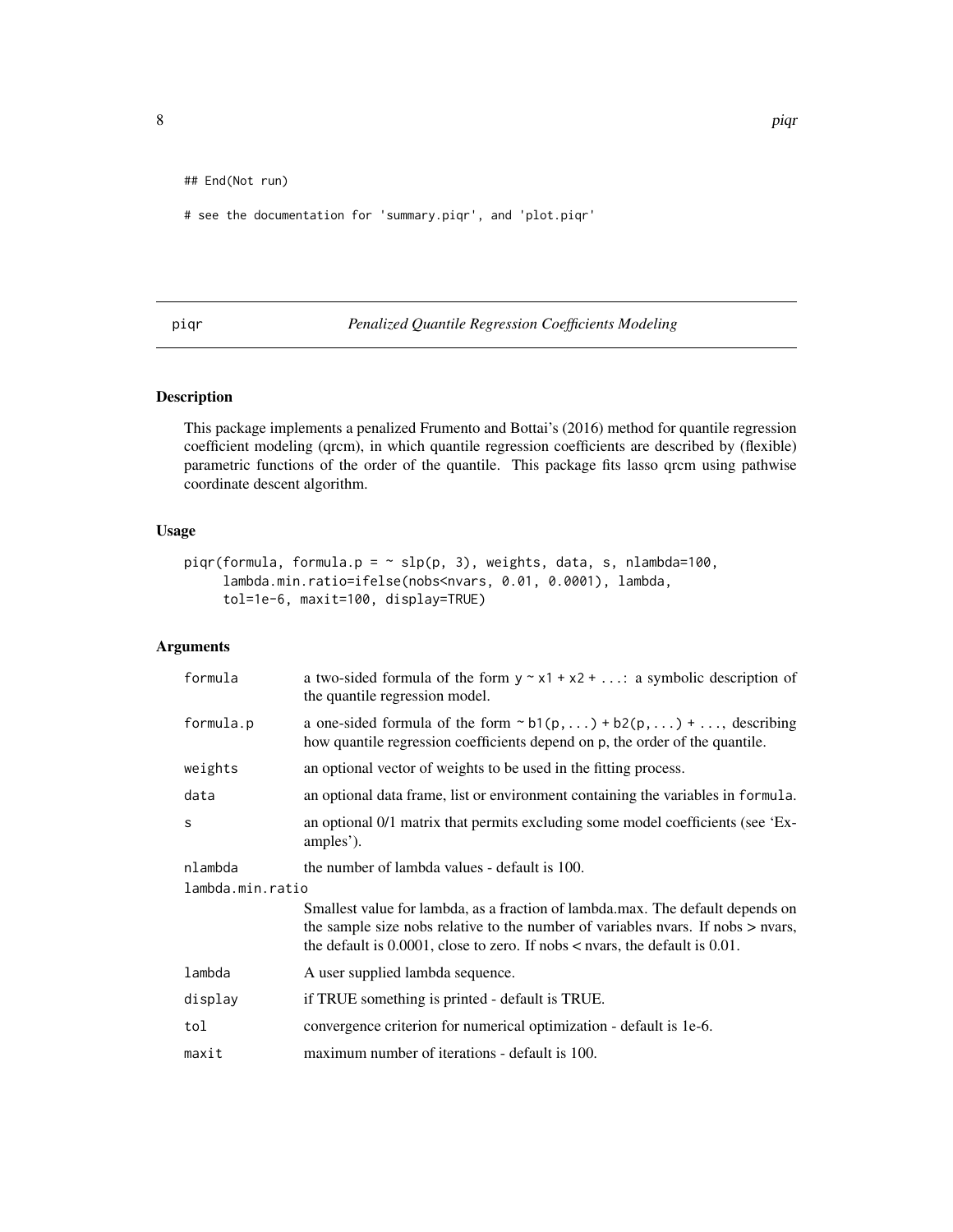```
## End(Not run)

# see the documentation for 'summary.piqr', and 'plot.piqr'
```

---

piqr *Penalized Quantile Regression Coefficients Modeling*

---

### Description

This package implements a penalized Frumento and Bottai's (2016) method for quantile regression coefficient modeling (qrcm), in which quantile regression coefficients are described by (flexible) parametric functions of the order of the quantile. This package fits lasso qrcm using pathwise coordinate descent algorithm.

### Usage

```
piqr(formula, formula.p = ~ slp(p, 3), weights, data, s, nlambda=100,
     lambda.min.ratio=ifelse(nobs<nvars, 0.01, 0.0001), lambda,
     tol=1e-6, maxit=100, display=TRUE)
```

### Arguments

| | |
|---|---|
| `formula` | a two-sided formula of the form `y ~ x1 + x2 + ...`: a symbolic description of the quantile regression model. |
| `formula.p` | a one-sided formula of the form `~ b1(p, ...) + b2(p, ...) + ...`, describing how quantile regression coefficients depend on `p`, the order of the quantile. |
| `weights` | an optional vector of weights to be used in the fitting process. |
| `data` | an optional data frame, list or environment containing the variables in `formula`. |
| `s` | an optional 0/1 matrix that permits excluding some model coefficients (see 'Examples'). |
| `nlambda` | the number of lambda values - default is 100. |
| `lambda.min.ratio` | Smallest value for lambda, as a fraction of lambda.max. The default depends on the sample size nobs relative to the number of variables nvars. If nobs > nvars, the default is 0.0001, close to zero. If nobs < nvars, the default is 0.01. |
| `lambda` | A user supplied lambda sequence. |
| `display` | if TRUE something is printed - default is TRUE. |
| `tol` | convergence criterion for numerical optimization - default is 1e-6. |
| `maxit` | maximum number of iterations - default is 100. |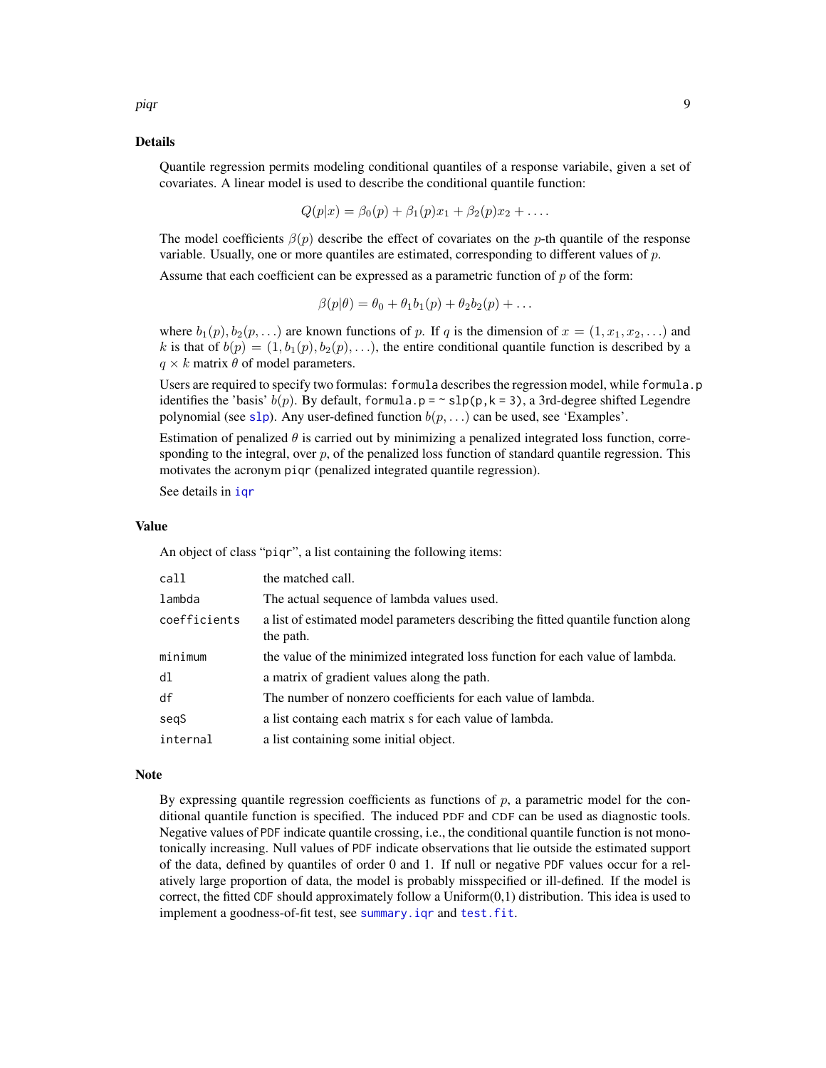## Details

Quantile regression permits modeling conditional quantiles of a response variabile, given a set of covariates. A linear model is used to describe the conditional quantile function:

$$Q(p|x) = \beta_0(p) + \beta_1(p)x_1 + \beta_2(p)x_2 + \ldots.$$

The model coefficients $\beta(p)$ describe the effect of covariates on the $p$-th quantile of the response variable. Usually, one or more quantiles are estimated, corresponding to different values of $p$.

Assume that each coefficient can be expressed as a parametric function of $p$ of the form:

$$\beta(p|\theta) = \theta_0 + \theta_1 b_1(p) + \theta_2 b_2(p) + \ldots$$

where $b_1(p), b_2(p, \ldots)$ are known functions of $p$. If $q$ is the dimension of $x = (1, x_1, x_2, \ldots)$ and $k$ is that of $b(p) = (1, b_1(p), b_2(p), \ldots)$, the entire conditional quantile function is described by a $q \times k$ matrix $\theta$ of model parameters.

Users are required to specify two formulas: `formula` describes the regression model, while `formula.p` identifies the 'basis' $b(p)$. By default, `formula.p = ~ slp(p,k = 3)`, a 3rd-degree shifted Legendre polynomial (see `slp`). Any user-defined function $b(p, \ldots)$ can be used, see 'Examples'.

Estimation of penalized $\theta$ is carried out by minimizing a penalized integrated loss function, corresponding to the integral, over $p$, of the penalized loss function of standard quantile regression. This motivates the acronym `piqr` (penalized integrated quantile regression).

See details in `iqr`

## Value

An object of class "`piqr`", a list containing the following items:

| | |
|---|---|
| `call` | the matched call. |
| `lambda` | The actual sequence of lambda values used. |
| `coefficients` | a list of estimated model parameters describing the fitted quantile function along the path. |
| `minimum` | the value of the minimized integrated loss function for each value of lambda. |
| `dl` | a matrix of gradient values along the path. |
| `df` | The number of nonzero coefficients for each value of lambda. |
| `seqS` | a list containg each matrix s for each value of lambda. |
| `internal` | a list containing some initial object. |

## Note

By expressing quantile regression coefficients as functions of $p$, a parametric model for the conditional quantile function is specified. The induced PDF and CDF can be used as diagnostic tools. Negative values of `PDF` indicate quantile crossing, i.e., the conditional quantile function is not monotonically increasing. Null values of `PDF` indicate observations that lie outside the estimated support of the data, defined by quantiles of order 0 and 1. If null or negative `PDF` values occur for a relatively large proportion of data, the model is probably misspecified or ill-defined. If the model is correct, the fitted `CDF` should approximately follow a Uniform(0,1) distribution. This idea is used to implement a goodness-of-fit test, see `summary.iqr` and `test.fit`.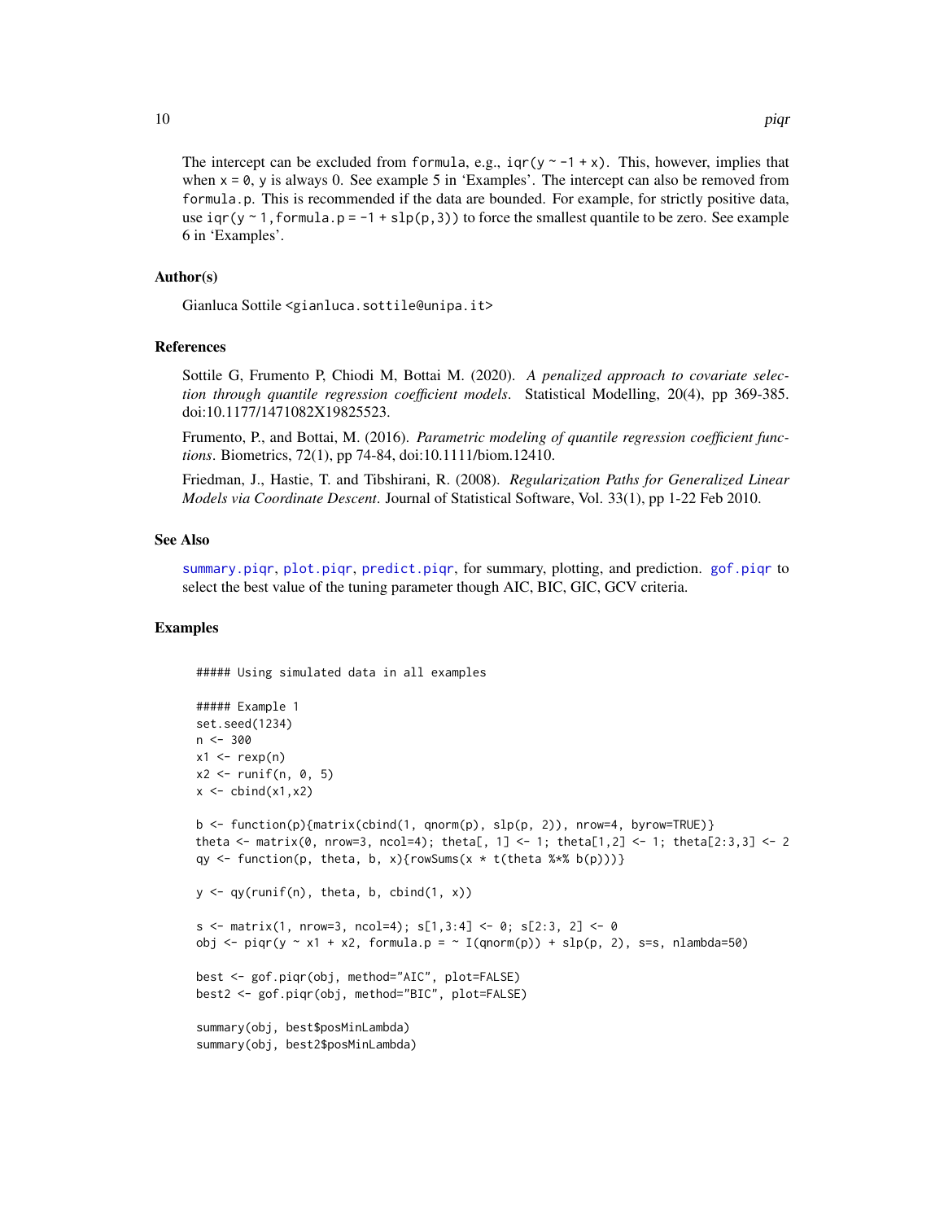The intercept can be excluded from `formula`, e.g., `iqr(y ~ -1 + x)`. This, however, implies that when `x = 0`, `y` is always 0. See example 5 in 'Examples'. The intercept can also be removed from `formula.p`. This is recommended if the data are bounded. For example, for strictly positive data, use `iqr(y ~ 1,formula.p = -1 + slp(p,3))` to force the smallest quantile to be zero. See example 6 in 'Examples'.

## Author(s)

Gianluca Sottile <gianluca.sottile@unipa.it>

## References

Sottile G, Frumento P, Chiodi M, Bottai M. (2020). *A penalized approach to covariate selection through quantile regression coefficient models*. Statistical Modelling, 20(4), pp 369-385. doi:10.1177/1471082X19825523.

Frumento, P., and Bottai, M. (2016). *Parametric modeling of quantile regression coefficient functions*. Biometrics, 72(1), pp 74-84, doi:10.1111/biom.12410.

Friedman, J., Hastie, T. and Tibshirani, R. (2008). *Regularization Paths for Generalized Linear Models via Coordinate Descent*. Journal of Statistical Software, Vol. 33(1), pp 1-22 Feb 2010.

## See Also

`summary.piqr`, `plot.piqr`, `predict.piqr`, for summary, plotting, and prediction. `gof.piqr` to select the best value of the tuning parameter though AIC, BIC, GIC, GCV criteria.

## Examples

```
##### Using simulated data in all examples

##### Example 1
set.seed(1234)
n <- 300
x1 <- rexp(n)
x2 <- runif(n, 0, 5)
x <- cbind(x1,x2)

b <- function(p){matrix(cbind(1, qnorm(p), slp(p, 2)), nrow=4, byrow=TRUE)}
theta <- matrix(0, nrow=3, ncol=4); theta[, 1] <- 1; theta[1,2] <- 1; theta[2:3,3] <- 2
qy <- function(p, theta, b, x){rowSums(x * t(theta %*% b(p)))}

y <- qy(runif(n), theta, b, cbind(1, x))

s <- matrix(1, nrow=3, ncol=4); s[1,3:4] <- 0; s[2:3, 2] <- 0
obj <- piqr(y ~ x1 + x2, formula.p = ~ I(qnorm(p)) + slp(p, 2), s=s, nlambda=50)

best <- gof.piqr(obj, method="AIC", plot=FALSE)
best2 <- gof.piqr(obj, method="BIC", plot=FALSE)

summary(obj, best$posMinLambda)
summary(obj, best2$posMinLambda)
```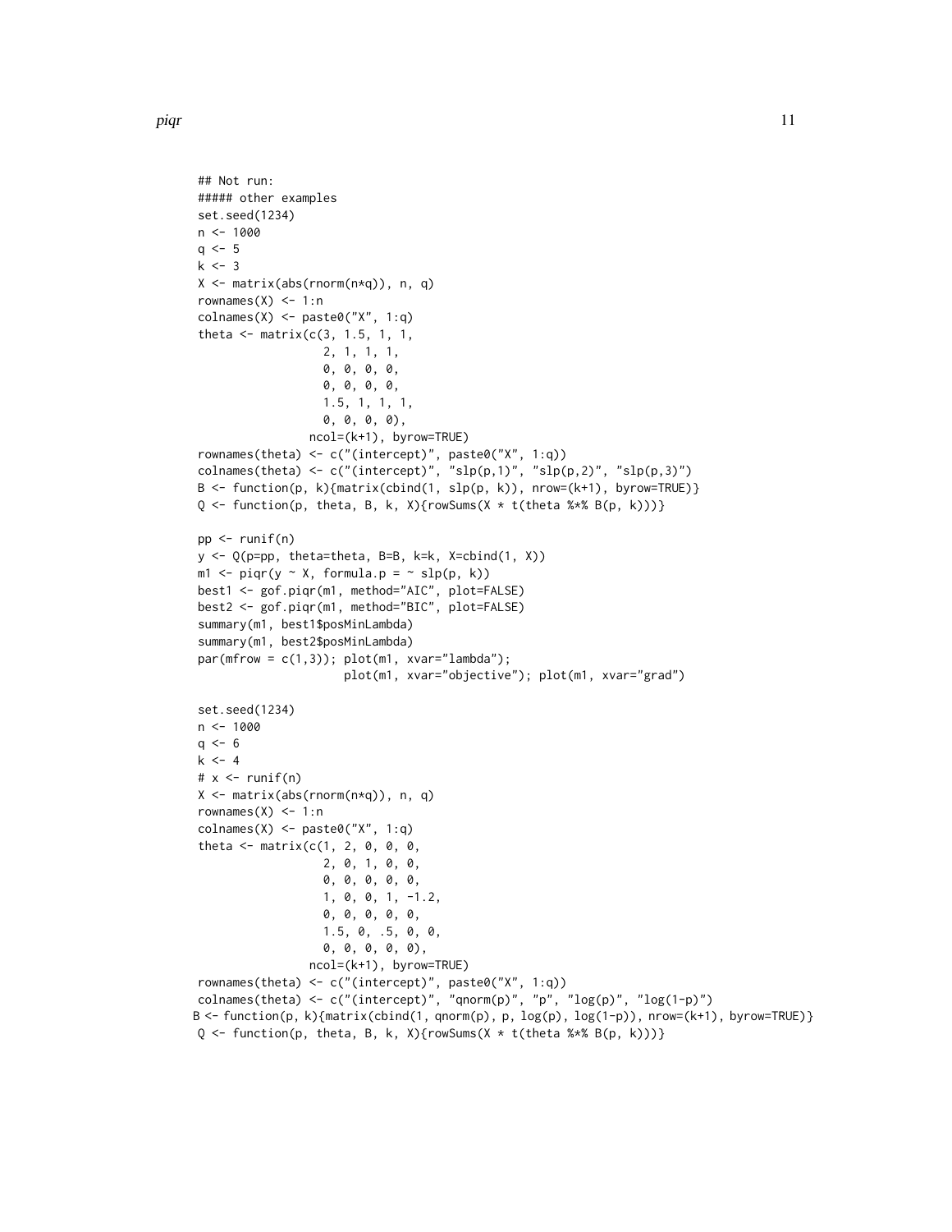```
## Not run:
##### other examples
set.seed(1234)
n <- 1000
q <- 5
k <- 3
X <- matrix(abs(rnorm(n*q)), n, q)
rownames(X) <- 1:n
colnames(X) <- paste0("X", 1:q)
theta <- matrix(c(3, 1.5, 1, 1,
                  2, 1, 1, 1,
                  0, 0, 0, 0,
                  0, 0, 0, 0,
                  1.5, 1, 1, 1,
                  0, 0, 0, 0),
                ncol=(k+1), byrow=TRUE)
rownames(theta) <- c("(intercept)", paste0("X", 1:q))
colnames(theta) <- c("(intercept)", "slp(p,1)", "slp(p,2)", "slp(p,3)")
B <- function(p, k){matrix(cbind(1, slp(p, k)), nrow=(k+1), byrow=TRUE)}
Q <- function(p, theta, B, k, X){rowSums(X * t(theta %*% B(p, k)))}

pp <- runif(n)
y <- Q(p=pp, theta=theta, B=B, k=k, X=cbind(1, X))
m1 <- piqr(y ~ X, formula.p = ~ slp(p, k))
best1 <- gof.piqr(m1, method="AIC", plot=FALSE)
best2 <- gof.piqr(m1, method="BIC", plot=FALSE)
summary(m1, best1$posMinLambda)
summary(m1, best2$posMinLambda)
par(mfrow = c(1,3)); plot(m1, xvar="lambda");
                     plot(m1, xvar="objective"); plot(m1, xvar="grad")

set.seed(1234)
n <- 1000
q <- 6
k <- 4
# x <- runif(n)
X <- matrix(abs(rnorm(n*q)), n, q)
rownames(X) <- 1:n
colnames(X) <- paste0("X", 1:q)
theta <- matrix(c(1, 2, 0, 0, 0,
                  2, 0, 1, 0, 0,
                  0, 0, 0, 0, 0,
                  1, 0, 0, 1, -1.2,
                  0, 0, 0, 0, 0,
                  1.5, 0, .5, 0, 0,
                  0, 0, 0, 0, 0),
                ncol=(k+1), byrow=TRUE)
rownames(theta) <- c("(intercept)", paste0("X", 1:q))
colnames(theta) <- c("(intercept)", "qnorm(p)", "p", "log(p)", "log(1-p)")
B <- function(p, k){matrix(cbind(1, qnorm(p), p, log(p), log(1-p)), nrow=(k+1), byrow=TRUE)}
Q <- function(p, theta, B, k, X){rowSums(X * t(theta %*% B(p, k)))}
```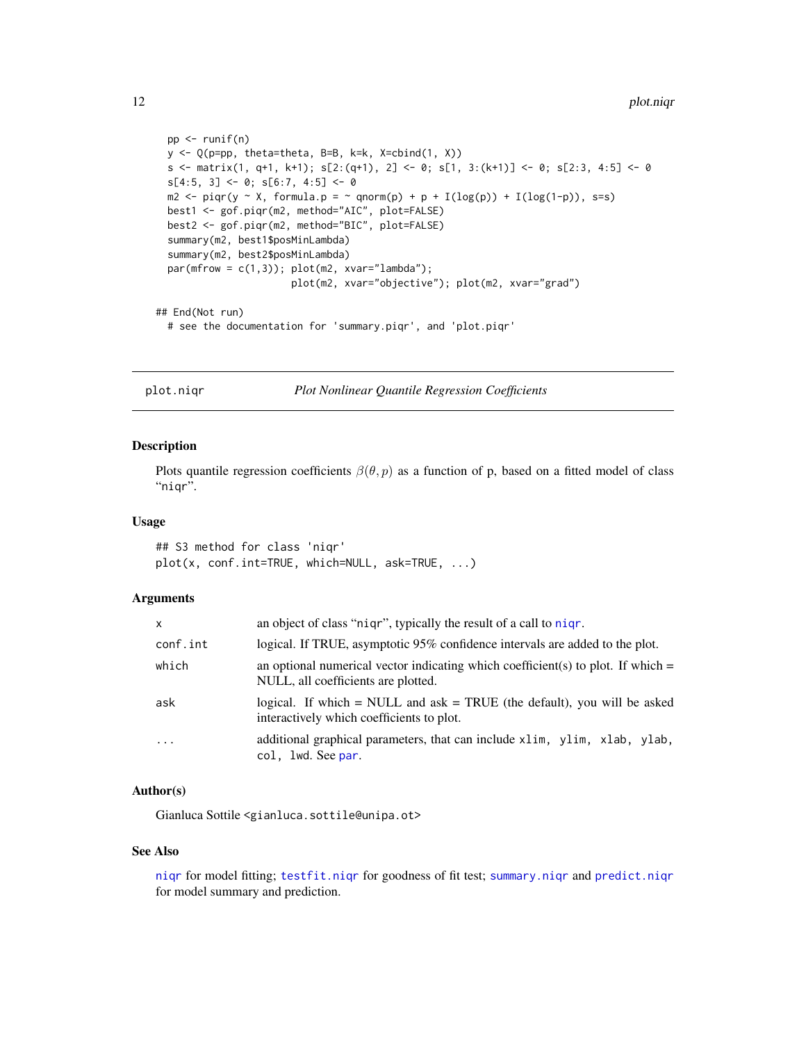```
  pp <- runif(n)
  y <- Q(p=pp, theta=theta, B=B, k=k, X=cbind(1, X))
  s <- matrix(1, q+1, k+1); s[2:(q+1), 2] <- 0; s[1, 3:(k+1)] <- 0; s[2:3, 4:5] <- 0
  s[4:5, 3] <- 0; s[6:7, 4:5] <- 0
  m2 <- piqr(y ~ X, formula.p = ~ qnorm(p) + p + I(log(p)) + I(log(1-p)), s=s)
  best1 <- gof.piqr(m2, method="AIC", plot=FALSE)
  best2 <- gof.piqr(m2, method="BIC", plot=FALSE)
  summary(m2, best1$posMinLambda)
  summary(m2, best2$posMinLambda)
  par(mfrow = c(1,3)); plot(m2, xvar="lambda");
                      plot(m2, xvar="objective"); plot(m2, xvar="grad")

## End(Not run)
  # see the documentation for 'summary.piqr', and 'plot.piqr'
```

## plot.niqr — *Plot Nonlinear Quantile Regression Coefficients*

### Description

Plots quantile regression coefficients $\beta(\theta, p)$ as a function of p, based on a fitted model of class "niqr".

### Usage

```
## S3 method for class 'niqr'
plot(x, conf.int=TRUE, which=NULL, ask=TRUE, ...)
```

### Arguments

| | |
|---|---|
| `x` | an object of class "niqr", typically the result of a call to `niqr`. |
| `conf.int` | logical. If TRUE, asymptotic 95% confidence intervals are added to the plot. |
| `which` | an optional numerical vector indicating which coefficient(s) to plot. If which = NULL, all coefficients are plotted. |
| `ask` | logical. If which = NULL and ask = TRUE (the default), you will be asked interactively which coefficients to plot. |
| `...` | additional graphical parameters, that can include `xlim, ylim, xlab, ylab, col, lwd`. See `par`. |

### Author(s)

Gianluca Sottile <gianluca.sottile@unipa.ot>

### See Also

`niqr` for model fitting; `testfit.niqr` for goodness of fit test; `summary.niqr` and `predict.niqr` for model summary and prediction.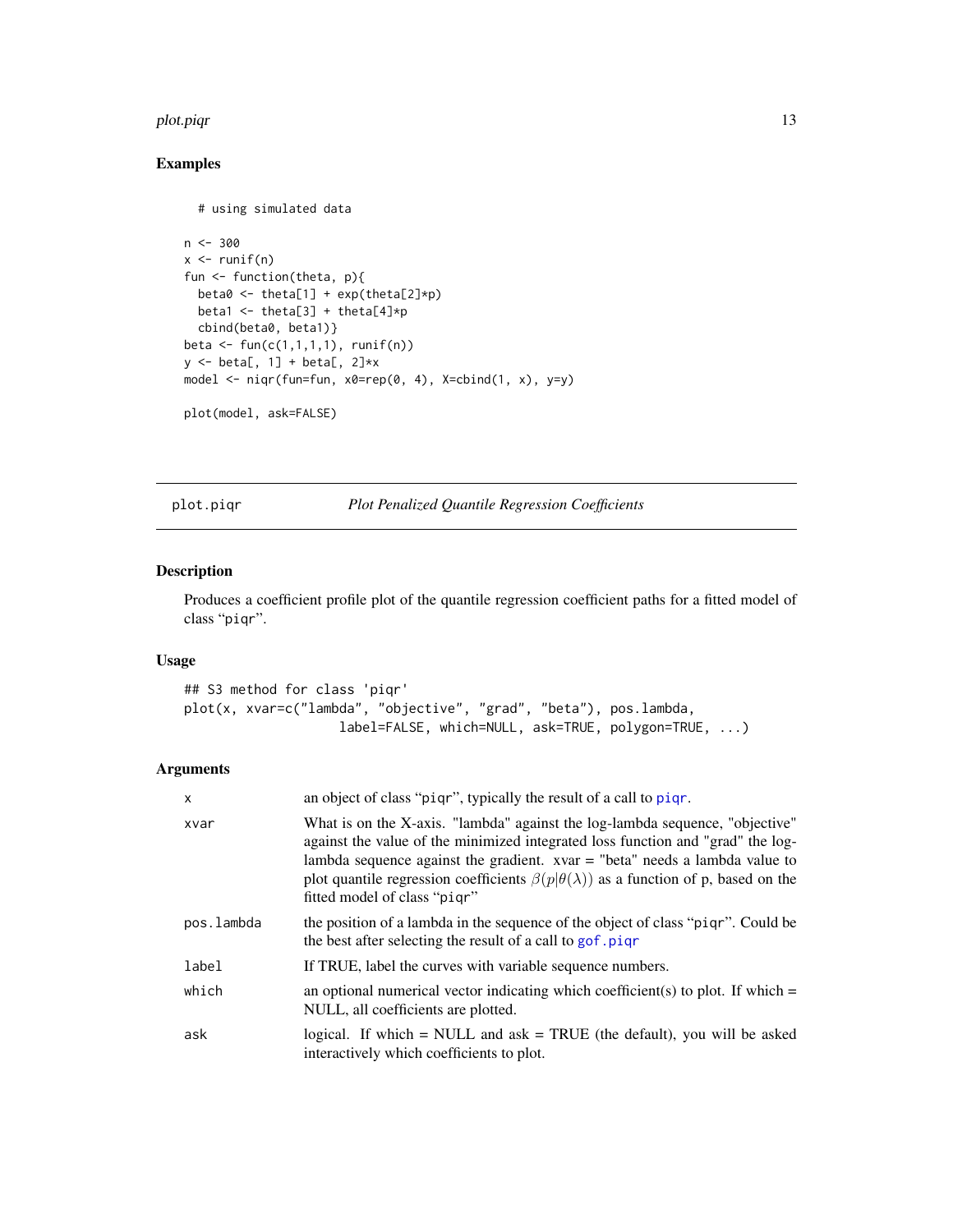## Examples

```
  # using simulated data

n <- 300
x <- runif(n)
fun <- function(theta, p){
  beta0 <- theta[1] + exp(theta[2]*p)
  beta1 <- theta[3] + theta[4]*p
  cbind(beta0, beta1)}
beta <- fun(c(1,1,1,1), runif(n))
y <- beta[, 1] + beta[, 2]*x
model <- niqr(fun=fun, x0=rep(0, 4), X=cbind(1, x), y=y)

plot(model, ask=FALSE)
```

---

# plot.piqr — *Plot Penalized Quantile Regression Coefficients*

---

## Description

Produces a coefficient profile plot of the quantile regression coefficient paths for a fitted model of class "piqr".

## Usage

```
## S3 method for class 'piqr'
plot(x, xvar=c("lambda", "objective", "grad", "beta"), pos.lambda,
                    label=FALSE, which=NULL, ask=TRUE, polygon=TRUE, ...)
```

## Arguments

| | |
|---|---|
| `x` | an object of class "piqr", typically the result of a call to `piqr`. |
| `xvar` | What is on the X-axis. "lambda" against the log-lambda sequence, "objective" against the value of the minimized integrated loss function and "grad" the log-lambda sequence against the gradient. xvar = "beta" needs a lambda value to plot quantile regression coefficients $\beta(p\|\theta(\lambda))$ as a function of p, based on the fitted model of class "piqr" |
| `pos.lambda` | the position of a lambda in the sequence of the object of class "piqr". Could be the best after selecting the result of a call to `gof.piqr` |
| `label` | If TRUE, label the curves with variable sequence numbers. |
| `which` | an optional numerical vector indicating which coefficient(s) to plot. If which = NULL, all coefficients are plotted. |
| `ask` | logical. If which = NULL and ask = TRUE (the default), you will be asked interactively which coefficients to plot. |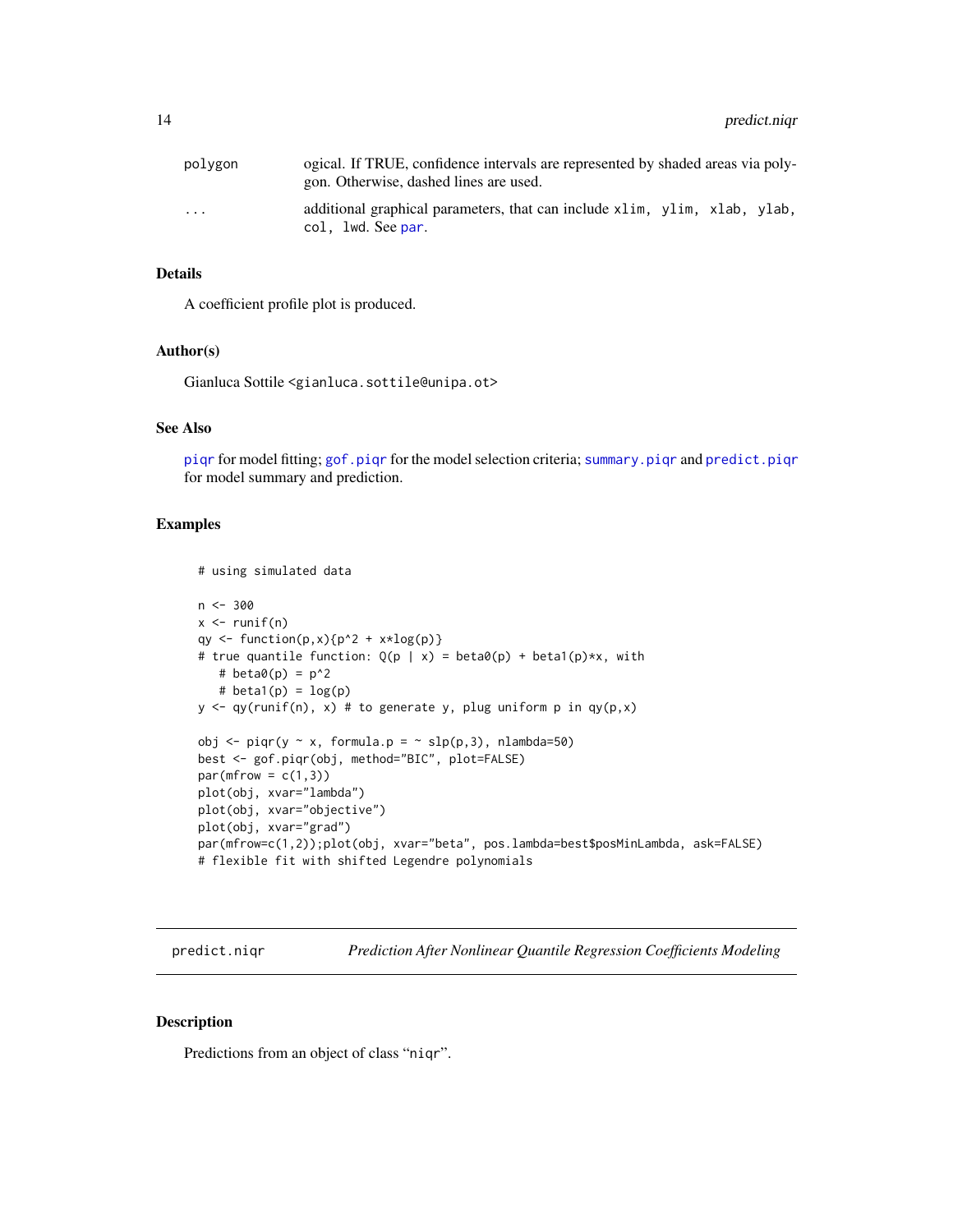| | |
|---|---|
| polygon | ogical. If TRUE, confidence intervals are represented by shaded areas via polygon. Otherwise, dashed lines are used. |
| ... | additional graphical parameters, that can include `xlim, ylim, xlab, ylab, col, lwd`. See `par`. |

### Details

A coefficient profile plot is produced.

### Author(s)

Gianluca Sottile <gianluca.sottile@unipa.ot>

### See Also

`piqr` for model fitting; `gof.piqr` for the model selection criteria; `summary.piqr` and `predict.piqr` for model summary and prediction.

### Examples

```
# using simulated data

n <- 300
x <- runif(n)
qy <- function(p,x){p^2 + x*log(p)}
# true quantile function: Q(p | x) = beta0(p) + beta1(p)*x, with
   # beta0(p) = p^2
   # beta1(p) = log(p)
y <- qy(runif(n), x) # to generate y, plug uniform p in qy(p,x)

obj <- piqr(y ~ x, formula.p = ~ slp(p,3), nlambda=50)
best <- gof.piqr(obj, method="BIC", plot=FALSE)
par(mfrow = c(1,3))
plot(obj, xvar="lambda")
plot(obj, xvar="objective")
plot(obj, xvar="grad")
par(mfrow=c(1,2));plot(obj, xvar="beta", pos.lambda=best$posMinLambda, ask=FALSE)
# flexible fit with shifted Legendre polynomials
```

---

## predict.niqr — *Prediction After Nonlinear Quantile Regression Coefficients Modeling*

### Description

Predictions from an object of class "`niqr`".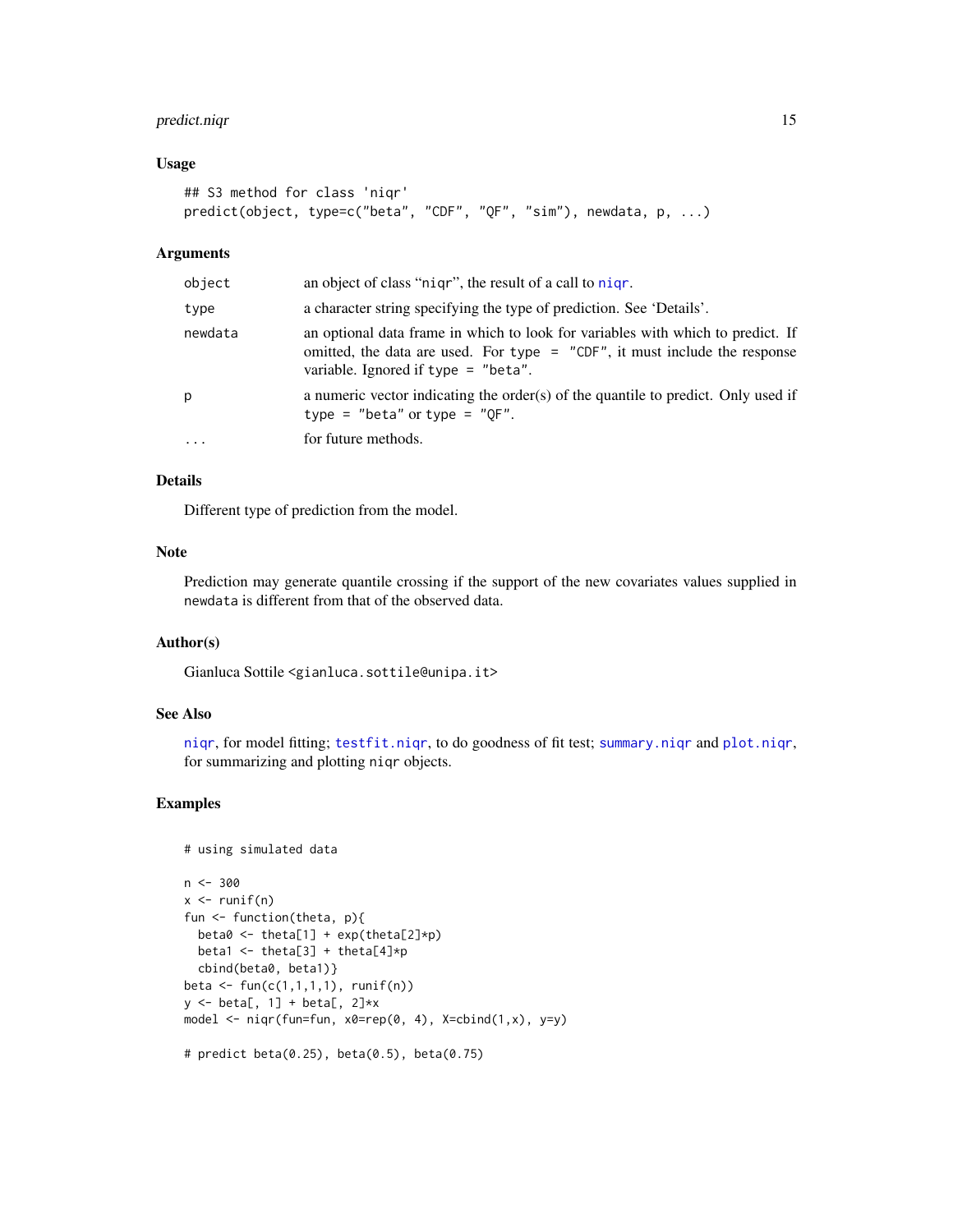## Usage

```
## S3 method for class 'niqr'
predict(object, type=c("beta", "CDF", "QF", "sim"), newdata, p, ...)
```

## Arguments

| | |
|---|---|
| `object` | an object of class "`niqr`", the result of a call to `niqr`. |
| `type` | a character string specifying the type of prediction. See 'Details'. |
| `newdata` | an optional data frame in which to look for variables with which to predict. If omitted, the data are used. For `type = "CDF"`, it must include the response variable. Ignored if `type = "beta"`. |
| `p` | a numeric vector indicating the order(s) of the quantile to predict. Only used if `type = "beta"` or `type = "QF"`. |
| `...` | for future methods. |

## Details

Different type of prediction from the model.

## Note

Prediction may generate quantile crossing if the support of the new covariates values supplied in `newdata` is different from that of the observed data.

## Author(s)

Gianluca Sottile <gianluca.sottile@unipa.it>

## See Also

`niqr`, for model fitting; `testfit.niqr`, to do goodness of fit test; `summary.niqr` and `plot.niqr`, for summarizing and plotting `niqr` objects.

## Examples

```
# using simulated data

n <- 300
x <- runif(n)
fun <- function(theta, p){
  beta0 <- theta[1] + exp(theta[2]*p)
  beta1 <- theta[3] + theta[4]*p
  cbind(beta0, beta1)}
beta <- fun(c(1,1,1,1), runif(n))
y <- beta[, 1] + beta[, 2]*x
model <- niqr(fun=fun, x0=rep(0, 4), X=cbind(1,x), y=y)

# predict beta(0.25), beta(0.5), beta(0.75)
```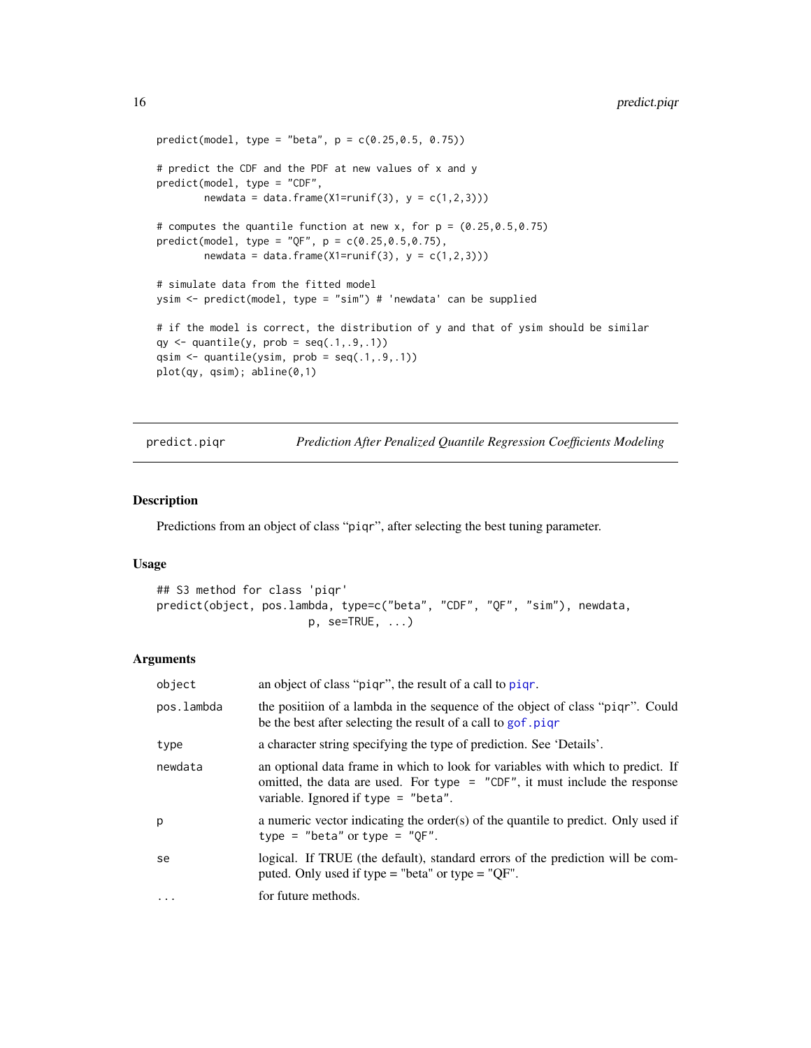```
predict(model, type = "beta", p = c(0.25,0.5, 0.75))

# predict the CDF and the PDF at new values of x and y
predict(model, type = "CDF",
        newdata = data.frame(X1=runif(3), y = c(1,2,3)))

# computes the quantile function at new x, for p = (0.25,0.5,0.75)
predict(model, type = "QF", p = c(0.25,0.5,0.75),
        newdata = data.frame(X1=runif(3), y = c(1,2,3)))

# simulate data from the fitted model
ysim <- predict(model, type = "sim") # 'newdata' can be supplied

# if the model is correct, the distribution of y and that of ysim should be similar
qy <- quantile(y, prob = seq(.1,.9,.1))
qsim <- quantile(ysim, prob = seq(.1,.9,.1))
plot(qy, qsim); abline(0,1)
```

## predict.piqr — *Prediction After Penalized Quantile Regression Coefficients Modeling*

### Description

Predictions from an object of class "piqr", after selecting the best tuning parameter.

### Usage

```
## S3 method for class 'piqr'
predict(object, pos.lambda, type=c("beta", "CDF", "QF", "sim"), newdata,
                      p, se=TRUE, ...)
```

### Arguments

| | |
|---|---|
| `object` | an object of class "piqr", the result of a call to `piqr`. |
| `pos.lambda` | the positiion of a lambda in the sequence of the object of class "piqr". Could be the best after selecting the result of a call to `gof.piqr` |
| `type` | a character string specifying the type of prediction. See 'Details'. |
| `newdata` | an optional data frame in which to look for variables with which to predict. If omitted, the data are used. For `type = "CDF"`, it must include the response variable. Ignored if `type = "beta"`. |
| `p` | a numeric vector indicating the order(s) of the quantile to predict. Only used if `type = "beta"` or `type = "QF"`. |
| `se` | logical. If TRUE (the default), standard errors of the prediction will be computed. Only used if type = "beta" or type = "QF". |
| `...` | for future methods. |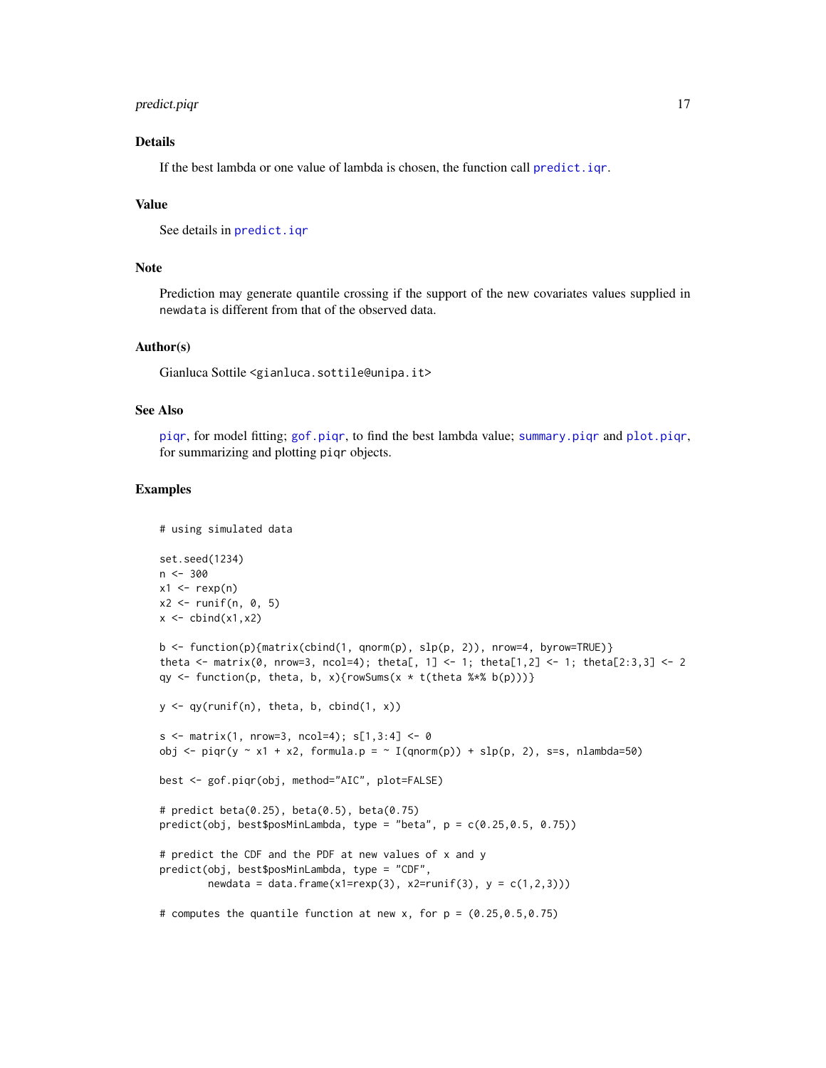## Details

If the best lambda or one value of lambda is chosen, the function call `predict.iqr`.

## Value

See details in `predict.iqr`

## Note

Prediction may generate quantile crossing if the support of the new covariates values supplied in `newdata` is different from that of the observed data.

## Author(s)

Gianluca Sottile <gianluca.sottile@unipa.it>

## See Also

`piqr`, for model fitting; `gof.piqr`, to find the best lambda value; `summary.piqr` and `plot.piqr`, for summarizing and plotting `piqr` objects.

## Examples

```
# using simulated data

set.seed(1234)
n <- 300
x1 <- rexp(n)
x2 <- runif(n, 0, 5)
x <- cbind(x1,x2)

b <- function(p){matrix(cbind(1, qnorm(p), slp(p, 2)), nrow=4, byrow=TRUE)}
theta <- matrix(0, nrow=3, ncol=4); theta[, 1] <- 1; theta[1,2] <- 1; theta[2:3,3] <- 2
qy <- function(p, theta, b, x){rowSums(x * t(theta %*% b(p)))}

y <- qy(runif(n), theta, b, cbind(1, x))

s <- matrix(1, nrow=3, ncol=4); s[1,3:4] <- 0
obj <- piqr(y ~ x1 + x2, formula.p = ~ I(qnorm(p)) + slp(p, 2), s=s, nlambda=50)

best <- gof.piqr(obj, method="AIC", plot=FALSE)

# predict beta(0.25), beta(0.5), beta(0.75)
predict(obj, best$posMinLambda, type = "beta", p = c(0.25,0.5, 0.75))

# predict the CDF and the PDF at new values of x and y
predict(obj, best$posMinLambda, type = "CDF",
        newdata = data.frame(x1=rexp(3), x2=runif(3), y = c(1,2,3)))

# computes the quantile function at new x, for p = (0.25,0.5,0.75)
```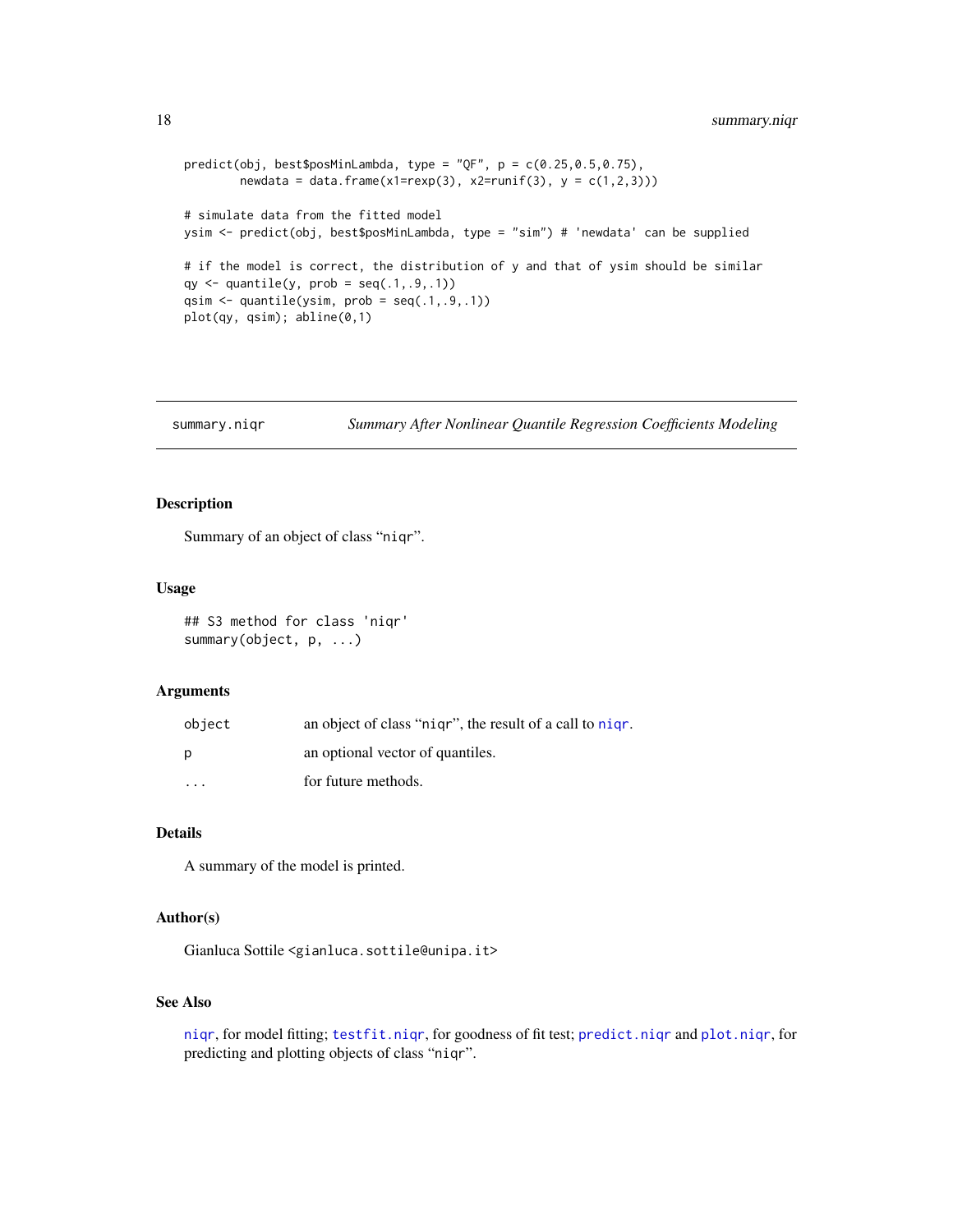```
predict(obj, best$posMinLambda, type = "QF", p = c(0.25,0.5,0.75),
        newdata = data.frame(x1=rexp(3), x2=runif(3), y = c(1,2,3)))

# simulate data from the fitted model
ysim <- predict(obj, best$posMinLambda, type = "sim") # 'newdata' can be supplied

# if the model is correct, the distribution of y and that of ysim should be similar
qy <- quantile(y, prob = seq(.1,.9,.1))
qsim <- quantile(ysim, prob = seq(.1,.9,.1))
plot(qy, qsim); abline(0,1)
```

## summary.niqr — *Summary After Nonlinear Quantile Regression Coefficients Modeling*

### Description

Summary of an object of class "niqr".

### Usage

```
## S3 method for class 'niqr'
summary(object, p, ...)
```

### Arguments

| | |
|---|---|
| object | an object of class "niqr", the result of a call to niqr. |
| p | an optional vector of quantiles. |
| ... | for future methods. |

### Details

A summary of the model is printed.

### Author(s)

Gianluca Sottile <gianluca.sottile@unipa.it>

### See Also

niqr, for model fitting; testfit.niqr, for goodness of fit test; predict.niqr and plot.niqr, for predicting and plotting objects of class "niqr".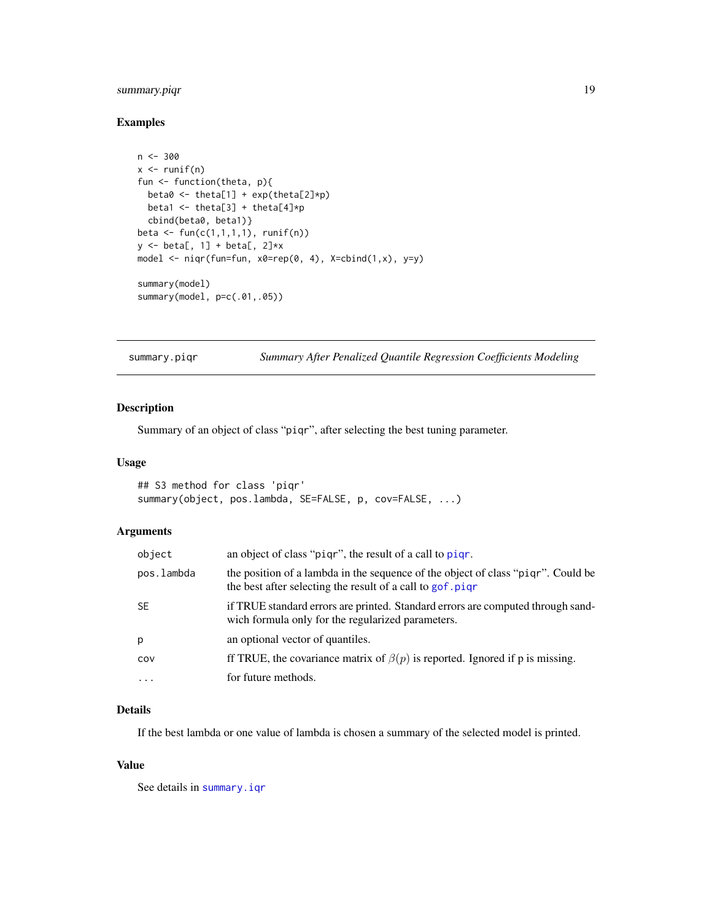## Examples

```
n <- 300
x <- runif(n)
fun <- function(theta, p){
  beta0 <- theta[1] + exp(theta[2]*p)
  beta1 <- theta[3] + theta[4]*p
  cbind(beta0, beta1)}
beta <- fun(c(1,1,1,1), runif(n))
y <- beta[, 1] + beta[, 2]*x
model <- niqr(fun=fun, x0=rep(0, 4), X=cbind(1,x), y=y)

summary(model)
summary(model, p=c(.01,.05))
```

---

`summary.piqr` *Summary After Penalized Quantile Regression Coefficients Modeling*

---

## Description

Summary of an object of class "piqr", after selecting the best tuning parameter.

## Usage

```
## S3 method for class 'piqr'
summary(object, pos.lambda, SE=FALSE, p, cov=FALSE, ...)
```

## Arguments

| | |
|---|---|
| `object` | an object of class "piqr", the result of a call to `piqr`. |
| `pos.lambda` | the position of a lambda in the sequence of the object of class "piqr". Could be the best after selecting the result of a call to `gof.piqr` |
| `SE` | if TRUE standard errors are printed. Standard errors are computed through sandwich formula only for the regularized parameters. |
| `p` | an optional vector of quantiles. |
| `cov` | ff TRUE, the covariance matrix of $\beta(p)$ is reported. Ignored if p is missing. |
| `...` | for future methods. |

## Details

If the best lambda or one value of lambda is chosen a summary of the selected model is printed.

## Value

See details in `summary.iqr`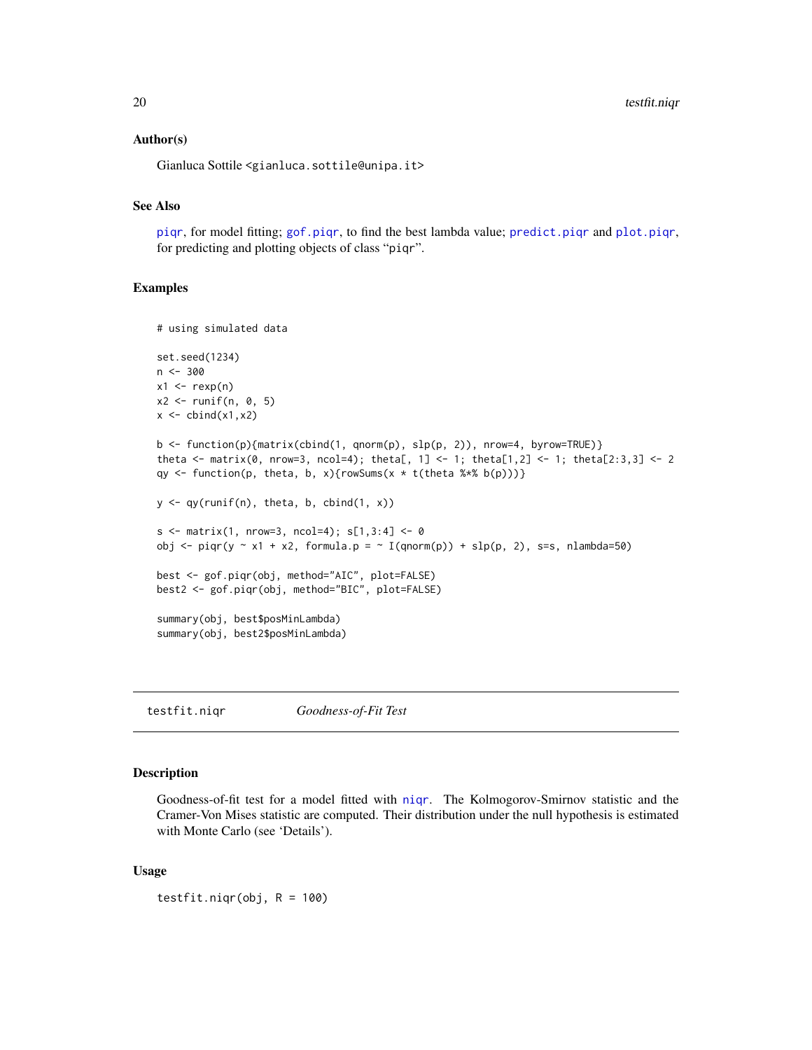### Author(s)

Gianluca Sottile <gianluca.sottile@unipa.it>

### See Also

piqr, for model fitting; gof.piqr, to find the best lambda value; predict.piqr and plot.piqr, for predicting and plotting objects of class "piqr".

### Examples

```
# using simulated data

set.seed(1234)
n <- 300
x1 <- rexp(n)
x2 <- runif(n, 0, 5)
x <- cbind(x1,x2)

b <- function(p){matrix(cbind(1, qnorm(p), slp(p, 2)), nrow=4, byrow=TRUE)}
theta <- matrix(0, nrow=3, ncol=4); theta[, 1] <- 1; theta[1,2] <- 1; theta[2:3,3] <- 2
qy <- function(p, theta, b, x){rowSums(x * t(theta %*% b(p)))}

y <- qy(runif(n), theta, b, cbind(1, x))

s <- matrix(1, nrow=3, ncol=4); s[1,3:4] <- 0
obj <- piqr(y ~ x1 + x2, formula.p = ~ I(qnorm(p)) + slp(p, 2), s=s, nlambda=50)

best <- gof.piqr(obj, method="AIC", plot=FALSE)
best2 <- gof.piqr(obj, method="BIC", plot=FALSE)

summary(obj, best$posMinLambda)
summary(obj, best2$posMinLambda)
```

---

## testfit.niqr — *Goodness-of-Fit Test*

---

### Description

Goodness-of-fit test for a model fitted with niqr. The Kolmogorov-Smirnov statistic and the Cramer-Von Mises statistic are computed. Their distribution under the null hypothesis is estimated with Monte Carlo (see 'Details').

### Usage

```
testfit.niqr(obj, R = 100)
```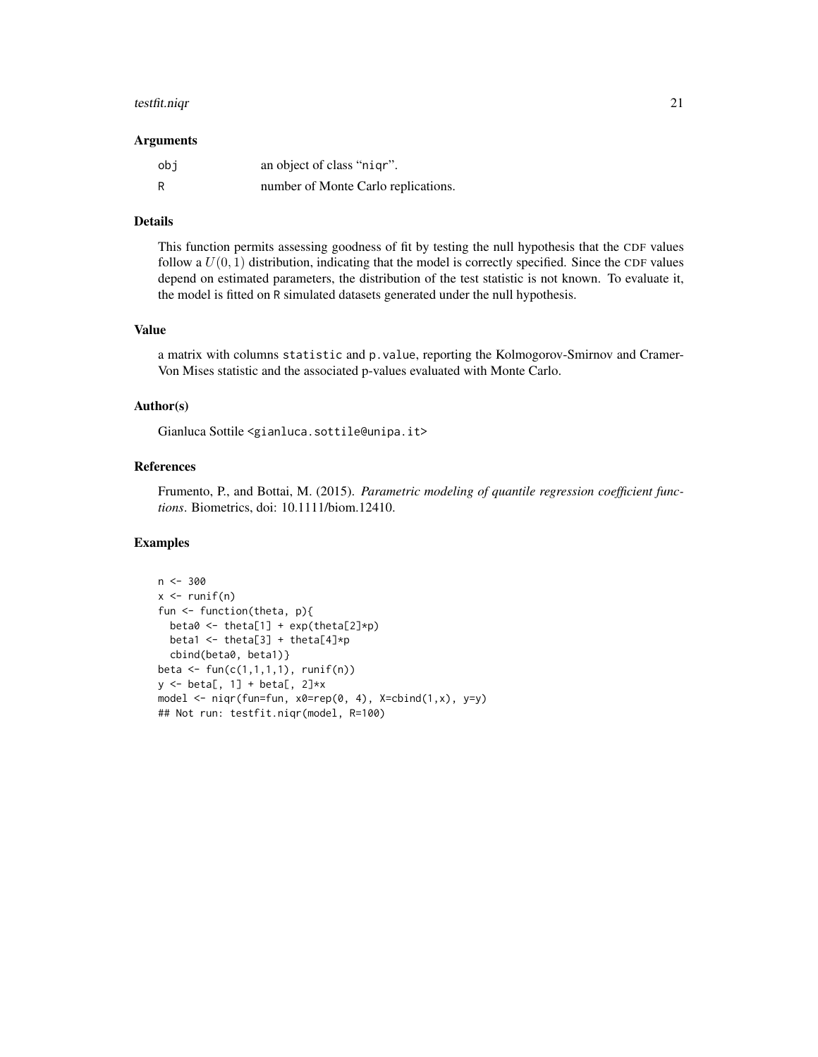### Arguments

| | |
|---|---|
| obj | an object of class “niqr”. |
| R | number of Monte Carlo replications. |

### Details

This function permits assessing goodness of fit by testing the null hypothesis that the CDF values follow a $U(0, 1)$ distribution, indicating that the model is correctly specified. Since the CDF values depend on estimated parameters, the distribution of the test statistic is not known. To evaluate it, the model is fitted on R simulated datasets generated under the null hypothesis.

### Value

a matrix with columns statistic and p.value, reporting the Kolmogorov-Smirnov and Cramer-Von Mises statistic and the associated p-values evaluated with Monte Carlo.

### Author(s)

Gianluca Sottile <gianluca.sottile@unipa.it>

### References

Frumento, P., and Bottai, M. (2015). *Parametric modeling of quantile regression coefficient functions*. Biometrics, doi: 10.1111/biom.12410.

### Examples

```
n <- 300
x <- runif(n)
fun <- function(theta, p){
  beta0 <- theta[1] + exp(theta[2]*p)
  beta1 <- theta[3] + theta[4]*p
  cbind(beta0, beta1)}
beta <- fun(c(1,1,1,1), runif(n))
y <- beta[, 1] + beta[, 2]*x
model <- niqr(fun=fun, x0=rep(0, 4), X=cbind(1,x), y=y)
## Not run: testfit.niqr(model, R=100)
```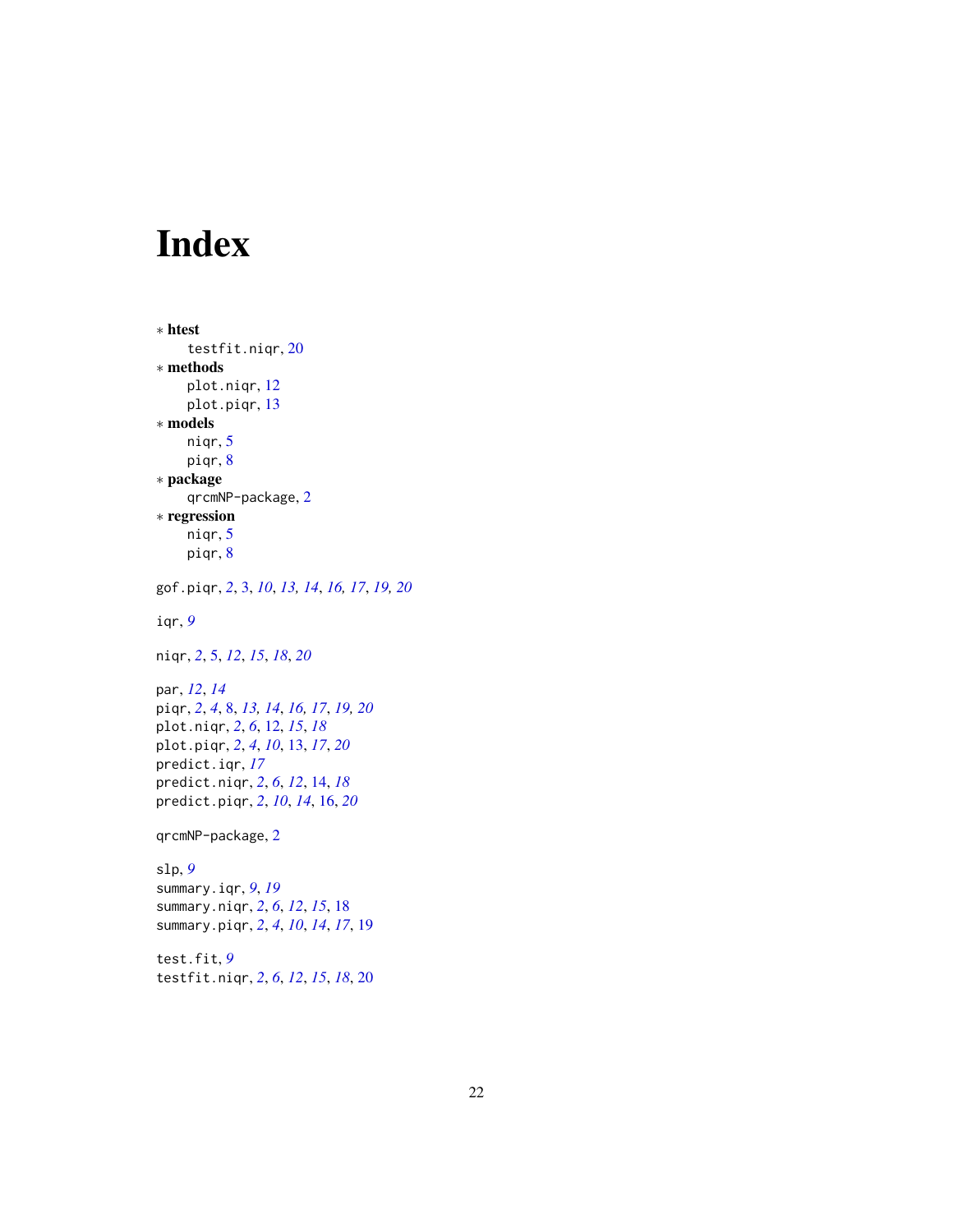# Index

∗ **htest**
  testfit.niqr, 20

∗ **methods**
  plot.niqr, 12
  plot.piqr, 13

∗ **models**
  niqr, 5
  piqr, 8

∗ **package**
  qrcmNP-package, 2

∗ **regression**
  niqr, 5
  piqr, 8

gof.piqr, *2*, 3, *10*, *13, 14*, *16, 17*, *19, 20*

iqr, *9*

niqr, *2*, 5, *12*, *15*, *18*, *20*

par, *12*, *14*
piqr, *2*, *4*, 8, *13, 14*, *16, 17*, *19, 20*
plot.niqr, *2*, *6*, 12, *15*, *18*
plot.piqr, *2*, *4*, *10*, 13, *17*, *20*
predict.iqr, *17*
predict.niqr, *2*, *6*, *12*, 14, *18*
predict.piqr, *2*, *10*, *14*, 16, *20*

qrcmNP-package, 2

slp, *9*
summary.iqr, *9*, *19*
summary.niqr, *2*, *6*, *12*, *15*, 18
summary.piqr, *2*, *4*, *10*, *14*, *17*, 19

test.fit, *9*
testfit.niqr, *2*, *6*, *12*, *15*, *18*, 20